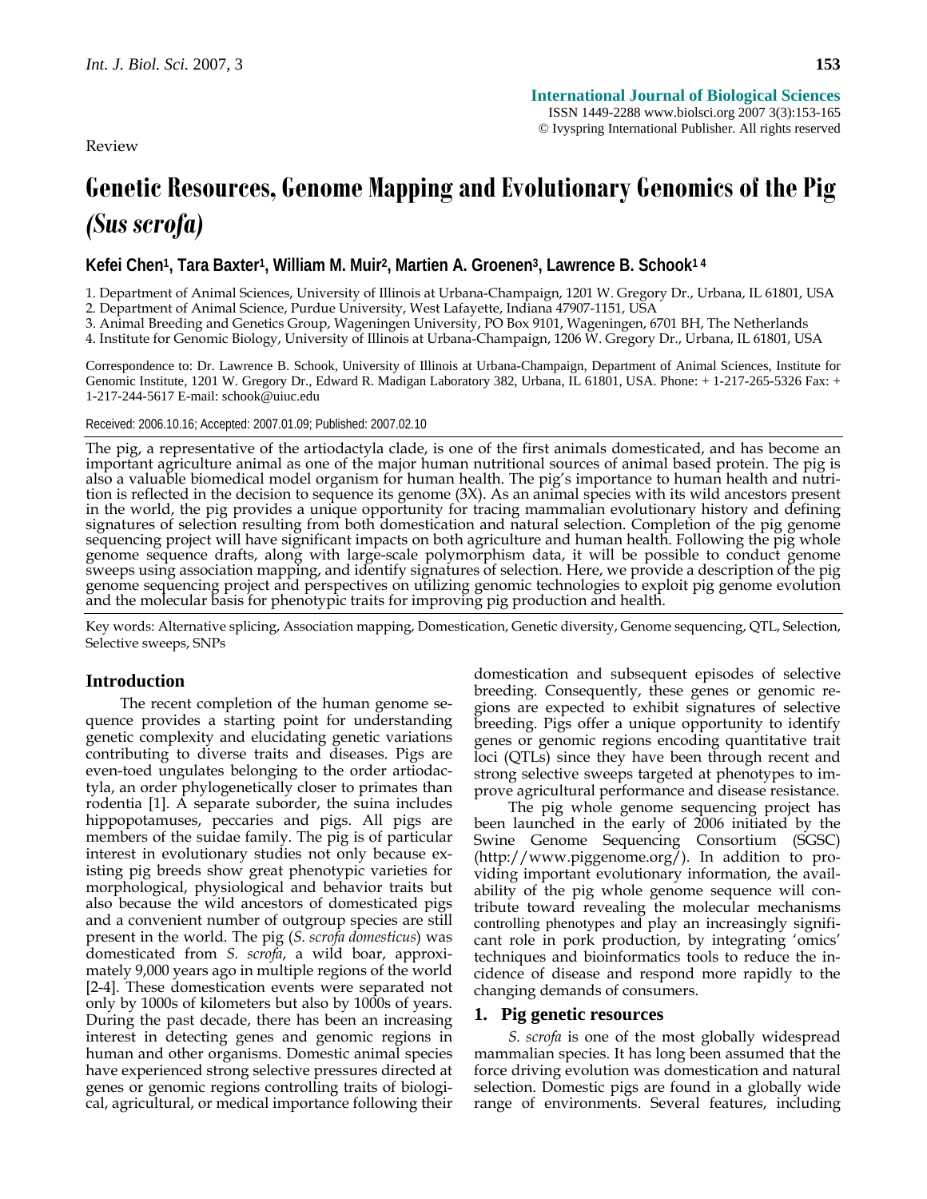Review

# Genetic Resources, Genome Mapping and Evolutionary Genomics of the Pig *(Sus scrofa)*

**Kefei Chen[1], Tara Baxter[1], William M. Muir[2], Martien A. Groenen[3], Lawrence B. Schook[1 4]**

1. Department of Animal Sciences, University of Illinois at Urbana-Champaign, 1201 W. Gregory Dr., Urbana, IL 61801, USA
2. Department of Animal Science, Purdue University, West Lafayette, Indiana 47907-1151, USA
3. Animal Breeding and Genetics Group, Wageningen University, PO Box 9101, Wageningen, 6701 BH, The Netherlands
4. Institute for Genomic Biology, University of Illinois at Urbana-Champaign, 1206 W. Gregory Dr., Urbana, IL 61801, USA

Correspondence to: Dr. Lawrence B. Schook, University of Illinois at Urbana-Champaign, Department of Animal Sciences, Institute for Genomic Institute, 1201 W. Gregory Dr., Edward R. Madigan Laboratory 382, Urbana, IL 61801, USA. Phone: + 1-217-265-5326 Fax: + 1-217-244-5617 E-mail: schook@uiuc.edu

Received: 2006.10.16; Accepted: 2007.01.09; Published: 2007.02.10

The pig, a representative of the artiodactyla clade, is one of the first animals domesticated, and has become an important agriculture animal as one of the major human nutritional sources of animal based protein. The pig is also a valuable biomedical model organism for human health. The pig's importance to human health and nutrition is reflected in the decision to sequence its genome (3X). As an animal species with its wild ancestors present in the world, the pig provides a unique opportunity for tracing mammalian evolutionary history and defining signatures of selection resulting from both domestication and natural selection. Completion of the pig genome sequencing project will have significant impacts on both agriculture and human health. Following the pig whole genome sequence drafts, along with large-scale polymorphism data, it will be possible to conduct genome sweeps using association mapping, and identify signatures of selection. Here, we provide a description of the pig genome sequencing project and perspectives on utilizing genomic technologies to exploit pig genome evolution and the molecular basis for phenotypic traits for improving pig production and health.

Key words: Alternative splicing, Association mapping, Domestication, Genetic diversity, Genome sequencing, QTL, Selection, Selective sweeps, SNPs

## Introduction

The recent completion of the human genome sequence provides a starting point for understanding genetic complexity and elucidating genetic variations contributing to diverse traits and diseases. Pigs are even-toed ungulates belonging to the order artiodactyla, an order phylogenetically closer to primates than rodentia [1]. A separate suborder, the suina includes hippopotamuses, peccaries and pigs. All pigs are members of the suidae family. The pig is of particular interest in evolutionary studies not only because existing pig breeds show great phenotypic varieties for morphological, physiological and behavior traits but also because the wild ancestors of domesticated pigs and a convenient number of outgroup species are still present in the world. The pig (*S. scrofa domesticus*) was domesticated from *S. scrofa*, a wild boar, approximately 9,000 years ago in multiple regions of the world [2-4]. These domestication events were separated not only by 1000s of kilometers but also by 1000s of years. During the past decade, there has been an increasing interest in detecting genes and genomic regions in human and other organisms. Domestic animal species have experienced strong selective pressures directed at genes or genomic regions controlling traits of biological, agricultural, or medical importance following their domestication and subsequent episodes of selective breeding. Consequently, these genes or genomic regions are expected to exhibit signatures of selective breeding. Pigs offer a unique opportunity to identify genes or genomic regions encoding quantitative trait loci (QTLs) since they have been through recent and strong selective sweeps targeted at phenotypes to improve agricultural performance and disease resistance.

The pig whole genome sequencing project has been launched in the early of 2006 initiated by the Swine Genome Sequencing Consortium (SGSC) (http://www.piggenome.org/). In addition to providing important evolutionary information, the availability of the pig whole genome sequence will contribute toward revealing the molecular mechanisms controlling phenotypes and play an increasingly significant role in pork production, by integrating 'omics' techniques and bioinformatics tools to reduce the incidence of disease and respond more rapidly to the changing demands of consumers.

## 1. Pig genetic resources

*S. scrofa* is one of the most globally widespread mammalian species. It has long been assumed that the force driving evolution was domestication and natural selection. Domestic pigs are found in a globally wide range of environments. Several features, including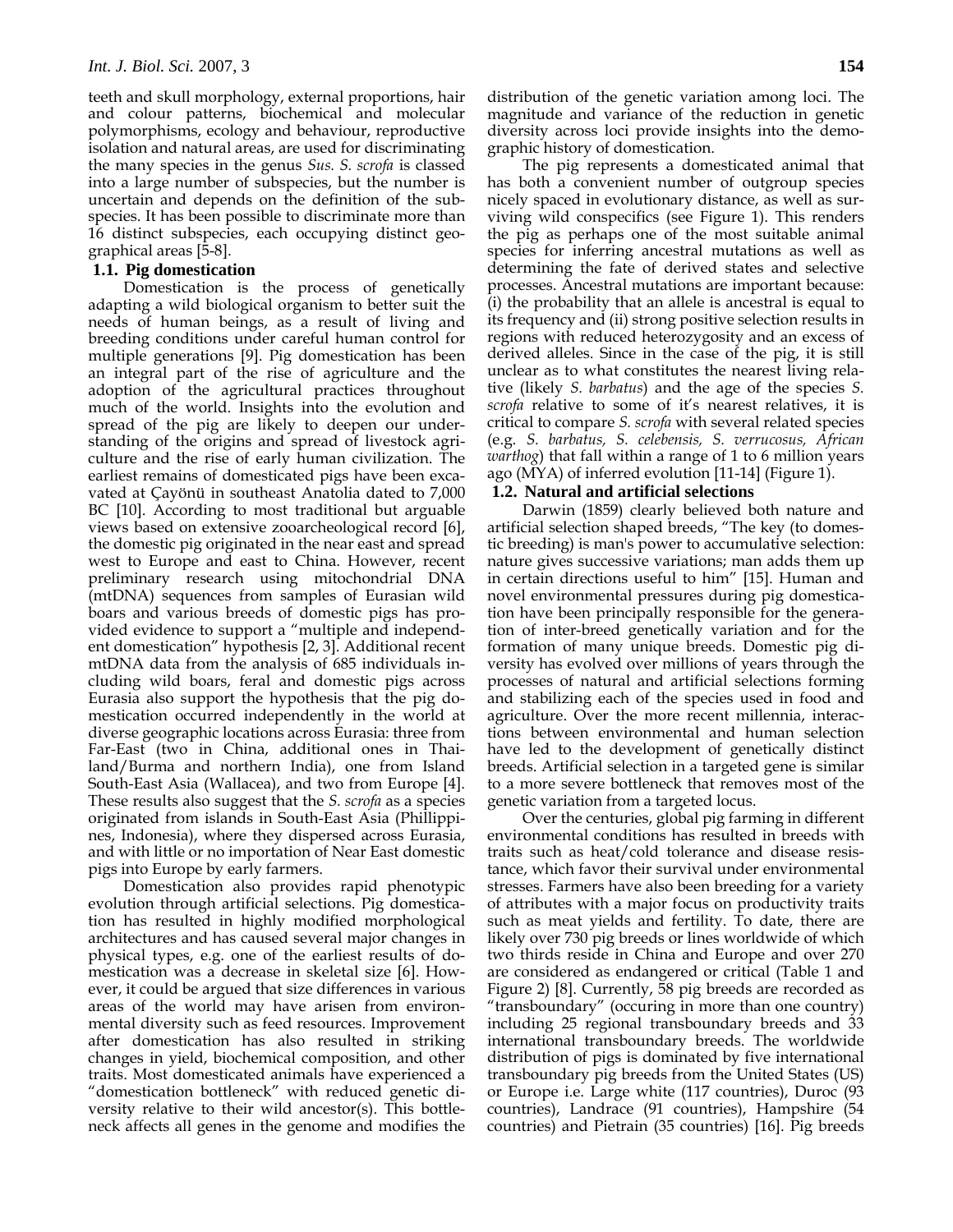teeth and skull morphology, external proportions, hair and colour patterns, biochemical and molecular polymorphisms, ecology and behaviour, reproductive isolation and natural areas, are used for discriminating the many species in the genus *Sus. S. scrofa* is classed into a large number of subspecies, but the number is uncertain and depends on the definition of the subspecies. It has been possible to discriminate more than 16 distinct subspecies, each occupying distinct geographical areas [5-8].

### 1.1. Pig domestication

Domestication is the process of genetically adapting a wild biological organism to better suit the needs of human beings, as a result of living and breeding conditions under careful human control for multiple generations [9]. Pig domestication has been an integral part of the rise of agriculture and the adoption of the agricultural practices throughout much of the world. Insights into the evolution and spread of the pig are likely to deepen our understanding of the origins and spread of livestock agriculture and the rise of early human civilization. The earliest remains of domesticated pigs have been excavated at Çayönü in southeast Anatolia dated to 7,000 BC [10]. According to most traditional but arguable views based on extensive zooarcheological record [6], the domestic pig originated in the near east and spread west to Europe and east to China. However, recent preliminary research using mitochondrial DNA (mtDNA) sequences from samples of Eurasian wild boars and various breeds of domestic pigs has provided evidence to support a "multiple and independent domestication" hypothesis [2, 3]. Additional recent mtDNA data from the analysis of 685 individuals including wild boars, feral and domestic pigs across Eurasia also support the hypothesis that the pig domestication occurred independently in the world at diverse geographic locations across Eurasia: three from Far-East (two in China, additional ones in Thailand/Burma and northern India), one from Island South-East Asia (Wallacea), and two from Europe [4]. These results also suggest that the *S. scrofa* as a species originated from islands in South-East Asia (Phillippines, Indonesia), where they dispersed across Eurasia, and with little or no importation of Near East domestic pigs into Europe by early farmers.

Domestication also provides rapid phenotypic evolution through artificial selections. Pig domestication has resulted in highly modified morphological architectures and has caused several major changes in physical types, e.g. one of the earliest results of domestication was a decrease in skeletal size [6]. However, it could be argued that size differences in various areas of the world may have arisen from environmental diversity such as feed resources. Improvement after domestication has also resulted in striking changes in yield, biochemical composition, and other traits. Most domesticated animals have experienced a "domestication bottleneck" with reduced genetic diversity relative to their wild ancestor(s). This bottleneck affects all genes in the genome and modifies the distribution of the genetic variation among loci. The magnitude and variance of the reduction in genetic diversity across loci provide insights into the demographic history of domestication.

The pig represents a domesticated animal that has both a convenient number of outgroup species nicely spaced in evolutionary distance, as well as surviving wild conspecifics (see Figure 1). This renders the pig as perhaps one of the most suitable animal species for inferring ancestral mutations as well as determining the fate of derived states and selective processes. Ancestral mutations are important because: (i) the probability that an allele is ancestral is equal to its frequency and (ii) strong positive selection results in regions with reduced heterozygosity and an excess of derived alleles. Since in the case of the pig, it is still unclear as to what constitutes the nearest living relative (likely *S. barbatus*) and the age of the species *S. scrofa* relative to some of it's nearest relatives, it is critical to compare *S. scrofa* with several related species (e.g. *S. barbatus, S. celebensis, S. verrucosus, African warthog*) that fall within a range of 1 to 6 million years ago (MYA) of inferred evolution [11-14] (Figure 1).

### 1.2. Natural and artificial selections

Darwin (1859) clearly believed both nature and artificial selection shaped breeds, "The key (to domestic breeding) is man's power to accumulative selection: nature gives successive variations; man adds them up in certain directions useful to him" [15]. Human and novel environmental pressures during pig domestication have been principally responsible for the generation of inter-breed genetically variation and for the formation of many unique breeds. Domestic pig diversity has evolved over millions of years through the processes of natural and artificial selections forming and stabilizing each of the species used in food and agriculture. Over the more recent millennia, interactions between environmental and human selection have led to the development of genetically distinct breeds. Artificial selection in a targeted gene is similar to a more severe bottleneck that removes most of the genetic variation from a targeted locus.

Over the centuries, global pig farming in different environmental conditions has resulted in breeds with traits such as heat/cold tolerance and disease resistance, which favor their survival under environmental stresses. Farmers have also been breeding for a variety of attributes with a major focus on productivity traits such as meat yields and fertility. To date, there are likely over 730 pig breeds or lines worldwide of which two thirds reside in China and Europe and over 270 are considered as endangered or critical (Table 1 and Figure 2) [8]. Currently, 58 pig breeds are recorded as "transboundary" (occuring in more than one country) including 25 regional transboundary breeds and 33 international transboundary breeds. The worldwide distribution of pigs is dominated by five international transboundary pig breeds from the United States (US) or Europe i.e. Large white (117 countries), Duroc (93 countries), Landrace (91 countries), Hampshire (54 countries) and Pietrain (35 countries) [16]. Pig breeds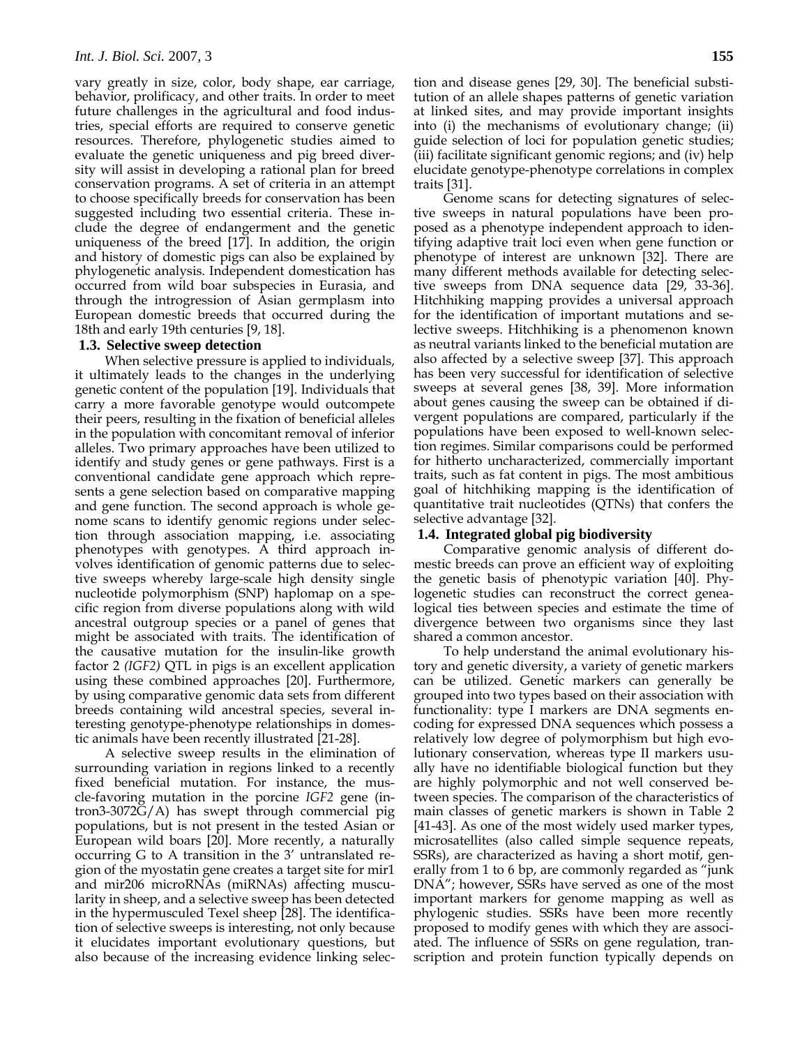vary greatly in size, color, body shape, ear carriage, behavior, prolificacy, and other traits. In order to meet future challenges in the agricultural and food industries, special efforts are required to conserve genetic resources. Therefore, phylogenetic studies aimed to evaluate the genetic uniqueness and pig breed diversity will assist in developing a rational plan for breed conservation programs. A set of criteria in an attempt to choose specifically breeds for conservation has been suggested including two essential criteria. These include the degree of endangerment and the genetic uniqueness of the breed [17]. In addition, the origin and history of domestic pigs can also be explained by phylogenetic analysis. Independent domestication has occurred from wild boar subspecies in Eurasia, and through the introgression of Asian germplasm into European domestic breeds that occurred during the 18th and early 19th centuries [9, 18].

### 1.3. Selective sweep detection

When selective pressure is applied to individuals, it ultimately leads to the changes in the underlying genetic content of the population [19]. Individuals that carry a more favorable genotype would outcompete their peers, resulting in the fixation of beneficial alleles in the population with concomitant removal of inferior alleles. Two primary approaches have been utilized to identify and study genes or gene pathways. First is a conventional candidate gene approach which represents a gene selection based on comparative mapping and gene function. The second approach is whole genome scans to identify genomic regions under selection through association mapping, i.e. associating phenotypes with genotypes. A third approach involves identification of genomic patterns due to selective sweeps whereby large-scale high density single nucleotide polymorphism (SNP) haplomap on a specific region from diverse populations along with wild ancestral outgroup species or a panel of genes that might be associated with traits. The identification of the causative mutation for the insulin-like growth factor 2 *(IGF2)* QTL in pigs is an excellent application using these combined approaches [20]. Furthermore, by using comparative genomic data sets from different breeds containing wild ancestral species, several interesting genotype-phenotype relationships in domestic animals have been recently illustrated [21-28].

A selective sweep results in the elimination of surrounding variation in regions linked to a recently fixed beneficial mutation. For instance, the muscle-favoring mutation in the porcine *IGF2* gene (intron3-3072G/A) has swept through commercial pig populations, but is not present in the tested Asian or European wild boars [20]. More recently, a naturally occurring G to A transition in the 3′ untranslated region of the myostatin gene creates a target site for mir1 and mir206 microRNAs (miRNAs) affecting muscularity in sheep, and a selective sweep has been detected in the hypermusculed Texel sheep [28]. The identification of selective sweeps is interesting, not only because it elucidates important evolutionary questions, but also because of the increasing evidence linking selection and disease genes [29, 30]. The beneficial substitution of an allele shapes patterns of genetic variation at linked sites, and may provide important insights into (i) the mechanisms of evolutionary change; (ii) guide selection of loci for population genetic studies; (iii) facilitate significant genomic regions; and (iv) help elucidate genotype-phenotype correlations in complex traits [31].

Genome scans for detecting signatures of selective sweeps in natural populations have been proposed as a phenotype independent approach to identifying adaptive trait loci even when gene function or phenotype of interest are unknown [32]. There are many different methods available for detecting selective sweeps from DNA sequence data [29, 33-36]. Hitchhiking mapping provides a universal approach for the identification of important mutations and selective sweeps. Hitchhiking is a phenomenon known as neutral variants linked to the beneficial mutation are also affected by a selective sweep [37]. This approach has been very successful for identification of selective sweeps at several genes [38, 39]. More information about genes causing the sweep can be obtained if divergent populations are compared, particularly if the populations have been exposed to well-known selection regimes. Similar comparisons could be performed for hitherto uncharacterized, commercially important traits, such as fat content in pigs. The most ambitious goal of hitchhiking mapping is the identification of quantitative trait nucleotides (QTNs) that confers the selective advantage [32].

### 1.4. Integrated global pig biodiversity

Comparative genomic analysis of different domestic breeds can prove an efficient way of exploiting the genetic basis of phenotypic variation [40]. Phylogenetic studies can reconstruct the correct genealogical ties between species and estimate the time of divergence between two organisms since they last shared a common ancestor.

To help understand the animal evolutionary history and genetic diversity, a variety of genetic markers can be utilized. Genetic markers can generally be grouped into two types based on their association with functionality: type I markers are DNA segments encoding for expressed DNA sequences which possess a relatively low degree of polymorphism but high evolutionary conservation, whereas type II markers usually have no identifiable biological function but they are highly polymorphic and not well conserved between species. The comparison of the characteristics of main classes of genetic markers is shown in Table 2 [41-43]. As one of the most widely used marker types, microsatellites (also called simple sequence repeats, SSRs), are characterized as having a short motif, generally from 1 to 6 bp, are commonly regarded as "junk DNA"; however, SSRs have served as one of the most important markers for genome mapping as well as phylogenic studies. SSRs have been more recently proposed to modify genes with which they are associated. The influence of SSRs on gene regulation, transcription and protein function typically depends on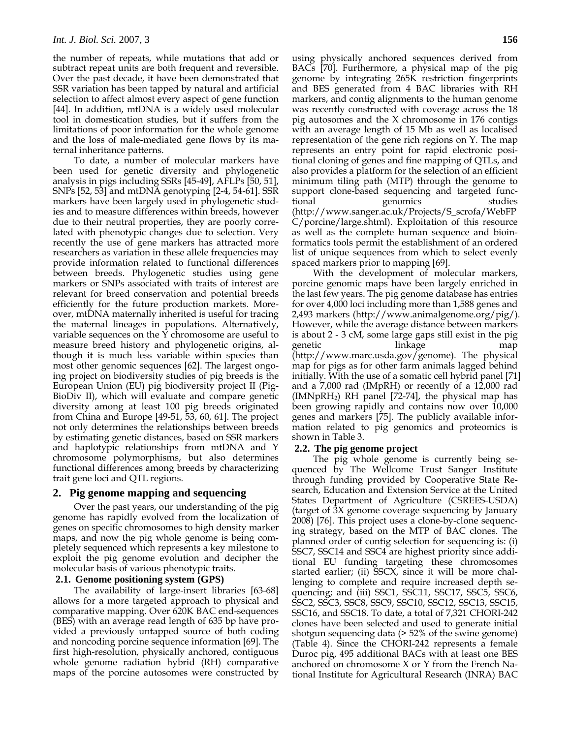the number of repeats, while mutations that add or subtract repeat units are both frequent and reversible. Over the past decade, it have been demonstrated that SSR variation has been tapped by natural and artificial selection to affect almost every aspect of gene function [44]. In addition, mtDNA is a widely used molecular tool in domestication studies, but it suffers from the limitations of poor information for the whole genome and the loss of male-mediated gene flows by its maternal inheritance patterns.

To date, a number of molecular markers have been used for genetic diversity and phylogenetic analysis in pigs including SSRs [45-49], AFLPs [50, 51], SNPs [52, 53] and mtDNA genotyping [2-4, 54-61]. SSR markers have been largely used in phylogenetic studies and to measure differences within breeds, however due to their neutral properties, they are poorly correlated with phenotypic changes due to selection. Very recently the use of gene markers has attracted more researchers as variation in these allele frequencies may provide information related to functional differences between breeds. Phylogenetic studies using gene markers or SNPs associated with traits of interest are relevant for breed conservation and potential breeds efficiently for the future production markets. Moreover, mtDNA maternally inherited is useful for tracing the maternal lineages in populations. Alternatively, variable sequences on the Y chromosome are useful to measure breed history and phylogenetic origins, although it is much less variable within species than most other genomic sequences [62]. The largest ongoing project on biodiversity studies of pig breeds is the European Union (EU) pig biodiversity project II (PigBioDiv II), which will evaluate and compare genetic diversity among at least 100 pig breeds originated from China and Europe [49-51, 53, 60, 61]. The project not only determines the relationships between breeds by estimating genetic distances, based on SSR markers and haplotypic relationships from mtDNA and Y chromosome polymorphisms, but also determines functional differences among breeds by characterizing trait gene loci and QTL regions.

## 2. Pig genome mapping and sequencing

Over the past years, our understanding of the pig genome has rapidly evolved from the localization of genes on specific chromosomes to high density marker maps, and now the pig whole genome is being completely sequenced which represents a key milestone to exploit the pig genome evolution and decipher the molecular basis of various phenotypic traits.

### 2.1. Genome positioning system (GPS)

The availability of large-insert libraries [63-68] allows for a more targeted approach to physical and comparative mapping. Over 620K BAC end-sequences (BES) with an average read length of 635 bp have provided a previously untapped source of both coding and noncoding porcine sequence information [69]. The first high-resolution, physically anchored, contiguous whole genome radiation hybrid (RH) comparative maps of the porcine autosomes were constructed by using physically anchored sequences derived from BACs [70]. Furthermore, a physical map of the pig genome by integrating 265K restriction fingerprints and BES generated from 4 BAC libraries with RH markers, and contig alignments to the human genome was recently constructed with coverage across the 18 pig autosomes and the X chromosome in 176 contigs with an average length of 15 Mb as well as localised representation of the gene rich regions on Y. The map represents an entry point for rapid electronic positional cloning of genes and fine mapping of QTLs, and also provides a platform for the selection of an efficient minimum tiling path (MTP) through the genome to support clone-based sequencing and targeted functional genomics studies (http://www.sanger.ac.uk/Projects/S_scrofa/WebFPC/porcine/large.shtml). Exploitation of this resource as well as the complete human sequence and bioinformatics tools permit the establishment of an ordered list of unique sequences from which to select evenly spaced markers prior to mapping [69].

With the development of molecular markers, porcine genomic maps have been largely enriched in the last few years. The pig genome database has entries for over 4,000 loci including more than 1,588 genes and 2,493 markers (http://www.animalgenome.org/pig/). However, while the average distance between markers is about 2 - 3 cM, some large gaps still exist in the pig genetic linkage map (http://www.marc.usda.gov/genome). The physical map for pigs as for other farm animals lagged behind initially. With the use of a somatic cell hybrid panel [71] and a 7,000 rad (IMpRH) or recently of a 12,000 rad ($IMNpRH_2$) RH panel [72-74], the physical map has been growing rapidly and contains now over 10,000 genes and markers [75]. The publicly available information related to pig genomics and proteomics is shown in Table 3.

### 2.2. The pig genome project

The pig whole genome is currently being sequenced by The Wellcome Trust Sanger Institute through funding provided by Cooperative State Research, Education and Extension Service at the United States Department of Agriculture (CSREES-USDA) (target of 3X genome coverage sequencing by January 2008) [76]. This project uses a clone-by-clone sequencing strategy, based on the MTP of BAC clones. The planned order of contig selection for sequencing is: (i) SSC7, SSC14 and SSC4 are highest priority since additional EU funding targeting these chromosomes started earlier; (ii) SSCX, since it will be more challenging to complete and require increased depth sequencing; and (iii) SSC1, SSC11, SSC17, SSC5, SSC6, SSC2, SSC3, SSC8, SSC9, SSC10, SSC12, SSC13, SSC15, SSC16, and SSC18. To date, a total of 7,321 CHORI-242 clones have been selected and used to generate initial shotgun sequencing data (> 52% of the swine genome) (Table 4). Since the CHORI-242 represents a female Duroc pig, 495 additional BACs with at least one BES anchored on chromosome X or Y from the French National Institute for Agricultural Research (INRA) BAC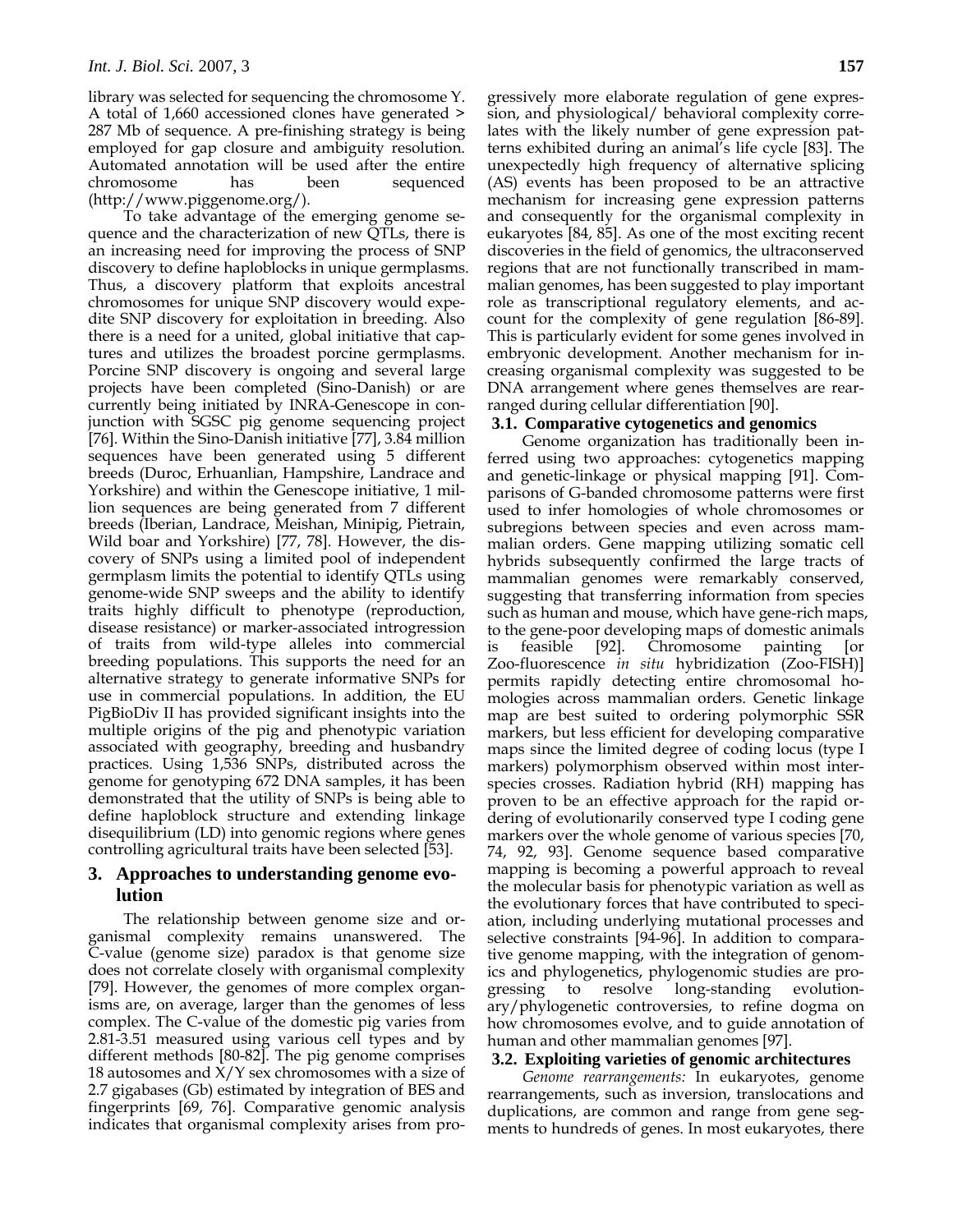library was selected for sequencing the chromosome Y. A total of 1,660 accessioned clones have generated > 287 Mb of sequence. A pre-finishing strategy is being employed for gap closure and ambiguity resolution. Automated annotation will be used after the entire chromosome has been sequenced (http://www.piggenome.org/).

To take advantage of the emerging genome sequence and the characterization of new QTLs, there is an increasing need for improving the process of SNP discovery to define haploblocks in unique germplasms. Thus, a discovery platform that exploits ancestral chromosomes for unique SNP discovery would expedite SNP discovery for exploitation in breeding. Also there is a need for a united, global initiative that captures and utilizes the broadest porcine germplasms. Porcine SNP discovery is ongoing and several large projects have been completed (Sino-Danish) or are currently being initiated by INRA-Genescope in conjunction with SGSC pig genome sequencing project [76]. Within the Sino-Danish initiative [77], 3.84 million sequences have been generated using 5 different breeds (Duroc, Erhuanlian, Hampshire, Landrace and Yorkshire) and within the Genescope initiative, 1 million sequences are being generated from 7 different breeds (Iberian, Landrace, Meishan, Minipig, Pietrain, Wild boar and Yorkshire) [77, 78]. However, the discovery of SNPs using a limited pool of independent germplasm limits the potential to identify QTLs using genome-wide SNP sweeps and the ability to identify traits highly difficult to phenotype (reproduction, disease resistance) or marker-associated introgression of traits from wild-type alleles into commercial breeding populations. This supports the need for an alternative strategy to generate informative SNPs for use in commercial populations. In addition, the EU PigBioDiv II has provided significant insights into the multiple origins of the pig and phenotypic variation associated with geography, breeding and husbandry practices. Using 1,536 SNPs, distributed across the genome for genotyping 672 DNA samples, it has been demonstrated that the utility of SNPs is being able to define haploblock structure and extending linkage disequilibrium (LD) into genomic regions where genes controlling agricultural traits have been selected [53].

## 3. Approaches to understanding genome evolution

The relationship between genome size and organismal complexity remains unanswered. The C-value (genome size) paradox is that genome size does not correlate closely with organismal complexity [79]. However, the genomes of more complex organisms are, on average, larger than the genomes of less complex. The C-value of the domestic pig varies from 2.81-3.51 measured using various cell types and by different methods [80-82]. The pig genome comprises 18 autosomes and X/Y sex chromosomes with a size of 2.7 gigabases (Gb) estimated by integration of BES and fingerprints [69, 76]. Comparative genomic analysis indicates that organismal complexity arises from progressively more elaborate regulation of gene expression, and physiological/ behavioral complexity correlates with the likely number of gene expression patterns exhibited during an animal's life cycle [83]. The unexpectedly high frequency of alternative splicing (AS) events has been proposed to be an attractive mechanism for increasing gene expression patterns and consequently for the organismal complexity in eukaryotes [84, 85]. As one of the most exciting recent discoveries in the field of genomics, the ultraconserved regions that are not functionally transcribed in mammalian genomes, has been suggested to play important role as transcriptional regulatory elements, and account for the complexity of gene regulation [86-89]. This is particularly evident for some genes involved in embryonic development. Another mechanism for increasing organismal complexity was suggested to be DNA arrangement where genes themselves are rearranged during cellular differentiation [90].

### 3.1. Comparative cytogenetics and genomics

Genome organization has traditionally been inferred using two approaches: cytogenetics mapping and genetic-linkage or physical mapping [91]. Comparisons of G-banded chromosome patterns were first used to infer homologies of whole chromosomes or subregions between species and even across mammalian orders. Gene mapping utilizing somatic cell hybrids subsequently confirmed the large tracts of mammalian genomes were remarkably conserved, suggesting that transferring information from species such as human and mouse, which have gene-rich maps, to the gene-poor developing maps of domestic animals is feasible [92]. Chromosome painting [or Zoo-fluorescence *in situ* hybridization (Zoo-FISH)] permits rapidly detecting entire chromosomal homologies across mammalian orders. Genetic linkage map are best suited to ordering polymorphic SSR markers, but less efficient for developing comparative maps since the limited degree of coding locus (type I markers) polymorphism observed within most interspecies crosses. Radiation hybrid (RH) mapping has proven to be an effective approach for the rapid ordering of evolutionarily conserved type I coding gene markers over the whole genome of various species [70, 74, 92, 93]. Genome sequence based comparative mapping is becoming a powerful approach to reveal the molecular basis for phenotypic variation as well as the evolutionary forces that have contributed to speciation, including underlying mutational processes and selective constraints [94-96]. In addition to comparative genome mapping, with the integration of genomics and phylogenetics, phylogenomic studies are progressing to resolve long-standing evolutionary/phylogenetic controversies, to refine dogma on how chromosomes evolve, and to guide annotation of human and other mammalian genomes [97].

### 3.2. Exploiting varieties of genomic architectures

*Genome rearrangements:* In eukaryotes, genome rearrangements, such as inversion, translocations and duplications, are common and range from gene segments to hundreds of genes. In most eukaryotes, there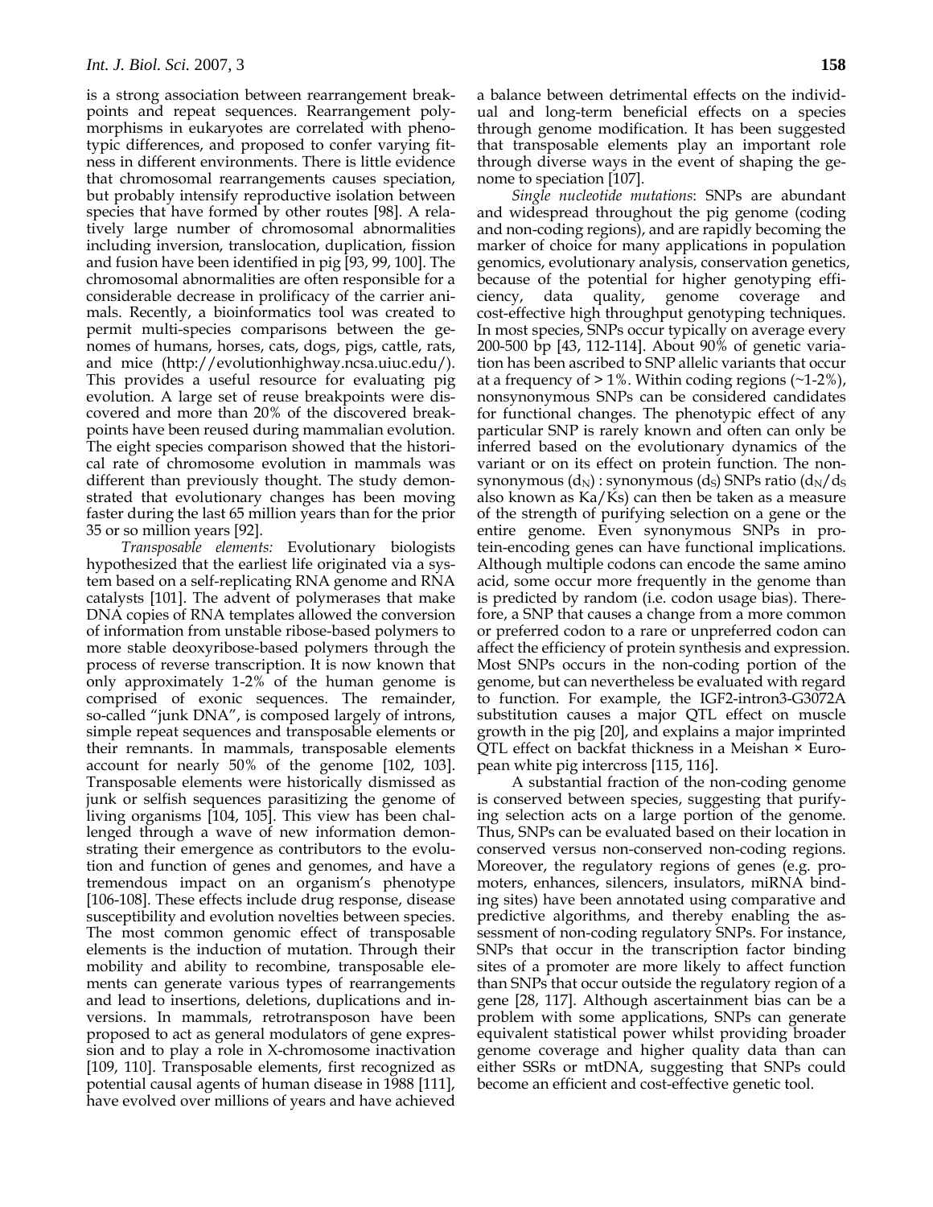is a strong association between rearrangement breakpoints and repeat sequences. Rearrangement polymorphisms in eukaryotes are correlated with phenotypic differences, and proposed to confer varying fitness in different environments. There is little evidence that chromosomal rearrangements causes speciation, but probably intensify reproductive isolation between species that have formed by other routes [98]. A relatively large number of chromosomal abnormalities including inversion, translocation, duplication, fission and fusion have been identified in pig [93, 99, 100]. The chromosomal abnormalities are often responsible for a considerable decrease in prolificacy of the carrier animals. Recently, a bioinformatics tool was created to permit multi-species comparisons between the genomes of humans, horses, cats, dogs, pigs, cattle, rats, and mice (http://evolutionhighway.ncsa.uiuc.edu/). This provides a useful resource for evaluating pig evolution. A large set of reuse breakpoints were discovered and more than 20% of the discovered breakpoints have been reused during mammalian evolution. The eight species comparison showed that the historical rate of chromosome evolution in mammals was different than previously thought. The study demonstrated that evolutionary changes has been moving faster during the last 65 million years than for the prior 35 or so million years [92].

*Transposable elements:* Evolutionary biologists hypothesized that the earliest life originated via a system based on a self-replicating RNA genome and RNA catalysts [101]. The advent of polymerases that make DNA copies of RNA templates allowed the conversion of information from unstable ribose-based polymers to more stable deoxyribose-based polymers through the process of reverse transcription. It is now known that only approximately 1-2% of the human genome is comprised of exonic sequences. The remainder, so-called "junk DNA", is composed largely of introns, simple repeat sequences and transposable elements or their remnants. In mammals, transposable elements account for nearly 50% of the genome [102, 103]. Transposable elements were historically dismissed as junk or selfish sequences parasitizing the genome of living organisms [104, 105]. This view has been challenged through a wave of new information demonstrating their emergence as contributors to the evolution and function of genes and genomes, and have a tremendous impact on an organism's phenotype [106-108]. These effects include drug response, disease susceptibility and evolution novelties between species. The most common genomic effect of transposable elements is the induction of mutation. Through their mobility and ability to recombine, transposable elements can generate various types of rearrangements and lead to insertions, deletions, duplications and inversions. In mammals, retrotransposon have been proposed to act as general modulators of gene expression and to play a role in X-chromosome inactivation [109, 110]. Transposable elements, first recognized as potential causal agents of human disease in 1988 [111], have evolved over millions of years and have achieved a balance between detrimental effects on the individual and long-term beneficial effects on a species through genome modification. It has been suggested that transposable elements play an important role through diverse ways in the event of shaping the genome to speciation [107].

*Single nucleotide mutations*: SNPs are abundant and widespread throughout the pig genome (coding and non-coding regions), and are rapidly becoming the marker of choice for many applications in population genomics, evolutionary analysis, conservation genetics, because of the potential for higher genotyping efficiency, data quality, genome coverage and cost-effective high throughput genotyping techniques. In most species, SNPs occur typically on average every 200-500 bp [43, 112-114]. About 90% of genetic variation has been ascribed to SNP allelic variants that occur at a frequency of > 1%. Within coding regions (~1-2%), nonsynonymous SNPs can be considered candidates for functional changes. The phenotypic effect of any particular SNP is rarely known and often can only be inferred based on the evolutionary dynamics of the variant or on its effect on protein function. The nonsynonymous ($d_N$) : synonymous ($d_S$) SNPs ratio ($d_N/d_S$ also known as Ka/Ks) can then be taken as a measure of the strength of purifying selection on a gene or the entire genome. Even synonymous SNPs in protein-encoding genes can have functional implications. Although multiple codons can encode the same amino acid, some occur more frequently in the genome than is predicted by random (i.e. codon usage bias). Therefore, a SNP that causes a change from a more common or preferred codon to a rare or unpreferred codon can affect the efficiency of protein synthesis and expression. Most SNPs occurs in the non-coding portion of the genome, but can nevertheless be evaluated with regard to function. For example, the IGF2-intron3-G3072A substitution causes a major QTL effect on muscle growth in the pig [20], and explains a major imprinted QTL effect on backfat thickness in a Meishan × European white pig intercross [115, 116].

A substantial fraction of the non-coding genome is conserved between species, suggesting that purifying selection acts on a large portion of the genome. Thus, SNPs can be evaluated based on their location in conserved versus non-conserved non-coding regions. Moreover, the regulatory regions of genes (e.g. promoters, enhances, silencers, insulators, miRNA binding sites) have been annotated using comparative and predictive algorithms, and thereby enabling the assessment of non-coding regulatory SNPs. For instance, SNPs that occur in the transcription factor binding sites of a promoter are more likely to affect function than SNPs that occur outside the regulatory region of a gene [28, 117]. Although ascertainment bias can be a problem with some applications, SNPs can generate equivalent statistical power whilst providing broader genome coverage and higher quality data than can either SSRs or mtDNA, suggesting that SNPs could become an efficient and cost-effective genetic tool.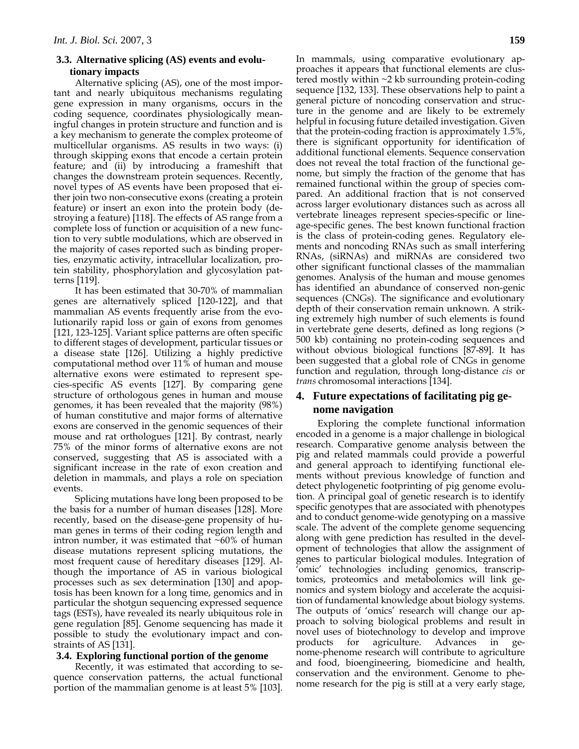### 3.3. Alternative splicing (AS) events and evolutionary impacts

Alternative splicing (AS), one of the most important and nearly ubiquitous mechanisms regulating gene expression in many organisms, occurs in the coding sequence, coordinates physiologically meaningful changes in protein structure and function and is a key mechanism to generate the complex proteome of multicellular organisms. AS results in two ways: (i) through skipping exons that encode a certain protein feature; and (ii) by introducing a frameshift that changes the downstream protein sequences. Recently, novel types of AS events have been proposed that either join two non-consecutive exons (creating a protein feature) or insert an exon into the protein body (destroying a feature) [118]. The effects of AS range from a complete loss of function or acquisition of a new function to very subtle modulations, which are observed in the majority of cases reported such as binding properties, enzymatic activity, intracellular localization, protein stability, phosphorylation and glycosylation patterns [119].

It has been estimated that 30-70% of mammalian genes are alternatively spliced [120-122], and that mammalian AS events frequently arise from the evolutionarily rapid loss or gain of exons from genomes [121, 123-125]. Variant splice patterns are often specific to different stages of development, particular tissues or a disease state [126]. Utilizing a highly predictive computational method over 11% of human and mouse alternative exons were estimated to represent species-specific AS events [127]. By comparing gene structure of orthologous genes in human and mouse genomes, it has been revealed that the majority (98%) of human constitutive and major forms of alternative exons are conserved in the genomic sequences of their mouse and rat orthologues [121]. By contrast, nearly 75% of the minor forms of alternative exons are not conserved, suggesting that AS is associated with a significant increase in the rate of exon creation and deletion in mammals, and plays a role on speciation events.

Splicing mutations have long been proposed to be the basis for a number of human diseases [128]. More recently, based on the disease-gene propensity of human genes in terms of their coding region length and intron number, it was estimated that ~60% of human disease mutations represent splicing mutations, the most frequent cause of hereditary diseases [129]. Although the importance of AS in various biological processes such as sex determination [130] and apoptosis has been known for a long time, genomics and in particular the shotgun sequencing expressed sequence tags (ESTs), have revealed its nearly ubiquitous role in gene regulation [85]. Genome sequencing has made it possible to study the evolutionary impact and constraints of AS [131].

### 3.4. Exploring functional portion of the genome

Recently, it was estimated that according to sequence conservation patterns, the actual functional portion of the mammalian genome is at least 5% [103]. In mammals, using comparative evolutionary approaches it appears that functional elements are clustered mostly within ~2 kb surrounding protein-coding sequence [132, 133]. These observations help to paint a general picture of noncoding conservation and structure in the genome and are likely to be extremely helpful in focusing future detailed investigation. Given that the protein-coding fraction is approximately 1.5%, there is significant opportunity for identification of additional functional elements. Sequence conservation does not reveal the total fraction of the functional genome, but simply the fraction of the genome that has remained functional within the group of species compared. An additional fraction that is not conserved across larger evolutionary distances such as across all vertebrate lineages represent species-specific or lineage-specific genes. The best known functional fraction is the class of protein-coding genes. Regulatory elements and noncoding RNAs such as small interfering RNAs, (siRNAs) and miRNAs are considered two other significant functional classes of the mammalian genomes. Analysis of the human and mouse genomes has identified an abundance of conserved non-genic sequences (CNGs). The significance and evolutionary depth of their conservation remain unknown. A striking extremely high number of such elements is found in vertebrate gene deserts, defined as long regions (> 500 kb) containing no protein-coding sequences and without obvious biological functions [87-89]. It has been suggested that a global role of CNGs in genome function and regulation, through long-distance *cis* or *trans* chromosomal interactions [134].

## 4. Future expectations of facilitating pig genome navigation

Exploring the complete functional information encoded in a genome is a major challenge in biological research. Comparative genome analysis between the pig and related mammals could provide a powerful and general approach to identifying functional elements without previous knowledge of function and detect phylogenetic footprinting of pig genome evolution. A principal goal of genetic research is to identify specific genotypes that are associated with phenotypes and to conduct genome-wide genotyping on a massive scale. The advent of the complete genome sequencing along with gene prediction has resulted in the development of technologies that allow the assignment of genes to particular biological modules. Integration of 'omic' technologies including genomics, transcriptomics, proteomics and metabolomics will link genomics and system biology and accelerate the acquisition of fundamental knowledge about biology systems. The outputs of 'omics' research will change our approach to solving biological problems and result in novel uses of biotechnology to develop and improve products for agriculture. Advances in genome-phenome research will contribute to agriculture and food, bioengineering, biomedicine and health, conservation and the environment. Genome to phenome research for the pig is still at a very early stage,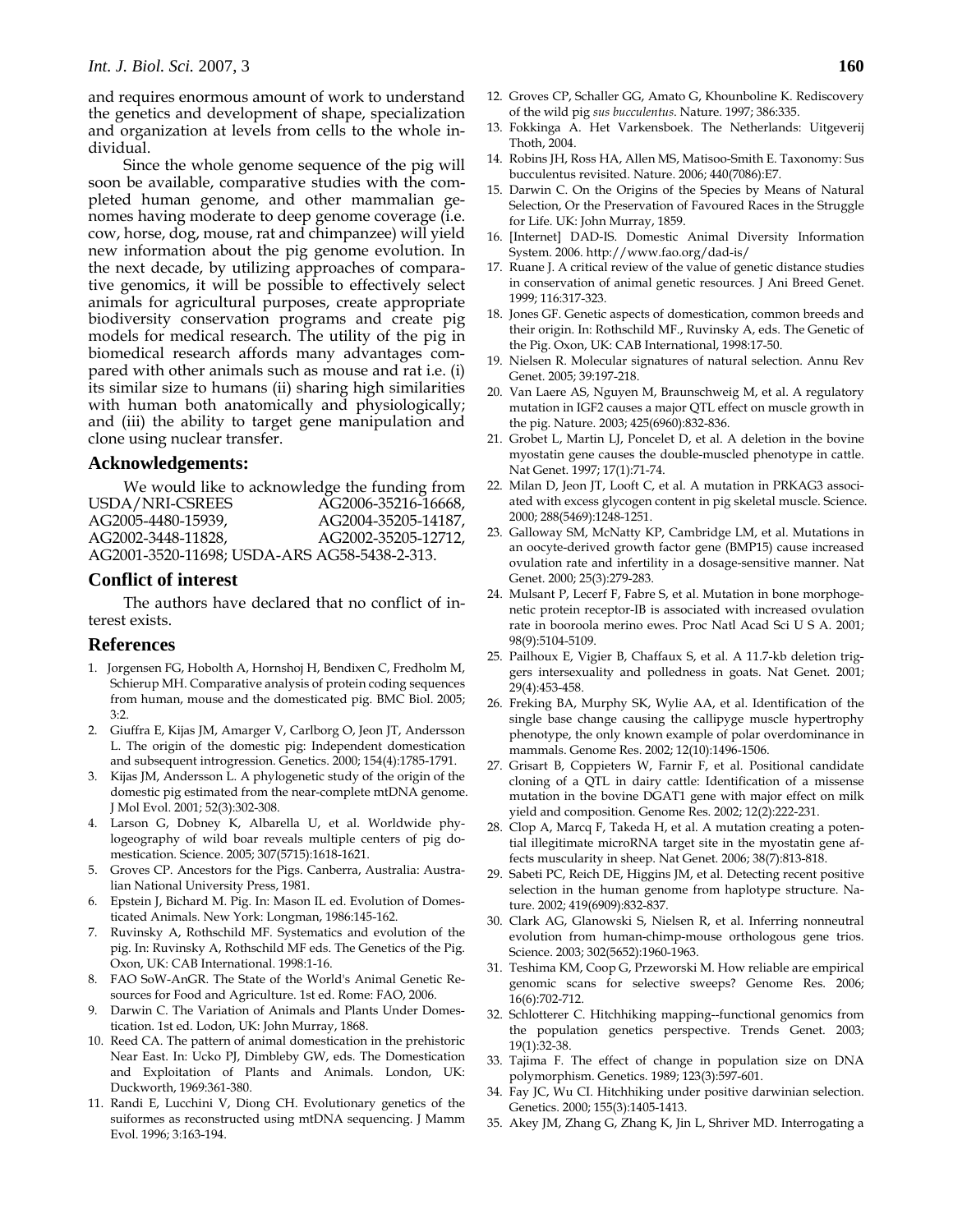and requires enormous amount of work to understand the genetics and development of shape, specialization and organization at levels from cells to the whole individual.

Since the whole genome sequence of the pig will soon be available, comparative studies with the completed human genome, and other mammalian genomes having moderate to deep genome coverage (i.e. cow, horse, dog, mouse, rat and chimpanzee) will yield new information about the pig genome evolution. In the next decade, by utilizing approaches of comparative genomics, it will be possible to effectively select animals for agricultural purposes, create appropriate biodiversity conservation programs and create pig models for medical research. The utility of the pig in biomedical research affords many advantages compared with other animals such as mouse and rat i.e. (i) its similar size to humans (ii) sharing high similarities with human both anatomically and physiologically; and (iii) the ability to target gene manipulation and clone using nuclear transfer.

## Acknowledgements:

We would like to acknowledge the funding from USDA/NRI-CSREES AG2006-35216-16668, AG2005-4480-15939, AG2004-35205-14187, AG2002-3448-11828, AG2002-35205-12712, AG2001-3520-11698; USDA-ARS AG58-5438-2-313.

## Conflict of interest

The authors have declared that no conflict of interest exists.

## References

1. Jorgensen FG, Hobolth A, Hornshoj H, Bendixen C, Fredholm M, Schierup MH. Comparative analysis of protein coding sequences from human, mouse and the domesticated pig. BMC Biol. 2005; 3:2.
2. Giuffra E, Kijas JM, Amarger V, Carlborg O, Jeon JT, Andersson L. The origin of the domestic pig: Independent domestication and subsequent introgression. Genetics. 2000; 154(4):1785-1791.
3. Kijas JM, Andersson L. A phylogenetic study of the origin of the domestic pig estimated from the near-complete mtDNA genome. J Mol Evol. 2001; 52(3):302-308.
4. Larson G, Dobney K, Albarella U, et al. Worldwide phylogeography of wild boar reveals multiple centers of pig domestication. Science. 2005; 307(5715):1618-1621.
5. Groves CP. Ancestors for the Pigs. Canberra, Australia: Australian National University Press, 1981.
6. Epstein J, Bichard M. Pig. In: Mason IL ed. Evolution of Domesticated Animals. New York: Longman, 1986:145-162.
7. Ruvinsky A, Rothschild MF. Systematics and evolution of the pig. In: Ruvinsky A, Rothschild MF eds. The Genetics of the Pig. Oxon, UK: CAB International. 1998:1-16.
8. FAO SoW-AnGR. The State of the World's Animal Genetic Resources for Food and Agriculture. 1st ed. Rome: FAO, 2006.
9. Darwin C. The Variation of Animals and Plants Under Domestication. 1st ed. Lodon, UK: John Murray, 1868.
10. Reed CA. The pattern of animal domestication in the prehistoric Near East. In: Ucko PJ, Dimbleby GW, eds. The Domestication and Exploitation of Plants and Animals. London, UK: Duckworth, 1969:361-380.
11. Randi E, Lucchini V, Diong CH. Evolutionary genetics of the suiformes as reconstructed using mtDNA sequencing. J Mamm Evol. 1996; 3:163-194.
12. Groves CP, Schaller GG, Amato G, Khounboline K. Rediscovery of the wild pig *sus bucculentus*. Nature. 1997; 386:335.
13. Fokkinga A. Het Varkensboek. The Netherlands: Uitgeverij Thoth, 2004.
14. Robins JH, Ross HA, Allen MS, Matisoo-Smith E. Taxonomy: Sus bucculentus revisited. Nature. 2006; 440(7086):E7.
15. Darwin C. On the Origins of the Species by Means of Natural Selection, Or the Preservation of Favoured Races in the Struggle for Life. UK: John Murray, 1859.
16. [Internet] DAD-IS. Domestic Animal Diversity Information System. 2006. http://www.fao.org/dad-is/
17. Ruane J. A critical review of the value of genetic distance studies in conservation of animal genetic resources. J Ani Breed Genet. 1999; 116:317-323.
18. Jones GF. Genetic aspects of domestication, common breeds and their origin. In: Rothschild MF., Ruvinsky A, eds. The Genetic of the Pig. Oxon, UK: CAB International, 1998:17-50.
19. Nielsen R. Molecular signatures of natural selection. Annu Rev Genet. 2005; 39:197-218.
20. Van Laere AS, Nguyen M, Braunschweig M, et al. A regulatory mutation in IGF2 causes a major QTL effect on muscle growth in the pig. Nature. 2003; 425(6960):832-836.
21. Grobet L, Martin LJ, Poncelet D, et al. A deletion in the bovine myostatin gene causes the double-muscled phenotype in cattle. Nat Genet. 1997; 17(1):71-74.
22. Milan D, Jeon JT, Looft C, et al. A mutation in PRKAG3 associated with excess glycogen content in pig skeletal muscle. Science. 2000; 288(5469):1248-1251.
23. Galloway SM, McNatty KP, Cambridge LM, et al. Mutations in an oocyte-derived growth factor gene (BMP15) cause increased ovulation rate and infertility in a dosage-sensitive manner. Nat Genet. 2000; 25(3):279-283.
24. Mulsant P, Lecerf F, Fabre S, et al. Mutation in bone morphogenetic protein receptor-IB is associated with increased ovulation rate in booroola merino ewes. Proc Natl Acad Sci U S A. 2001; 98(9):5104-5109.
25. Pailhoux E, Vigier B, Chaffaux S, et al. A 11.7-kb deletion triggers intersexuality and polledness in goats. Nat Genet. 2001; 29(4):453-458.
26. Freking BA, Murphy SK, Wylie AA, et al. Identification of the single base change causing the callipyge muscle hypertrophy phenotype, the only known example of polar overdominance in mammals. Genome Res. 2002; 12(10):1496-1506.
27. Grisart B, Coppieters W, Farnir F, et al. Positional candidate cloning of a QTL in dairy cattle: Identification of a missense mutation in the bovine DGAT1 gene with major effect on milk yield and composition. Genome Res. 2002; 12(2):222-231.
28. Clop A, Marcq F, Takeda H, et al. A mutation creating a potential illegitimate microRNA target site in the myostatin gene affects muscularity in sheep. Nat Genet. 2006; 38(7):813-818.
29. Sabeti PC, Reich DE, Higgins JM, et al. Detecting recent positive selection in the human genome from haplotype structure. Nature. 2002; 419(6909):832-837.
30. Clark AG, Glanowski S, Nielsen R, et al. Inferring nonneutral evolution from human-chimp-mouse orthologous gene trios. Science. 2003; 302(5652):1960-1963.
31. Teshima KM, Coop G, Przeworski M. How reliable are empirical genomic scans for selective sweeps? Genome Res. 2006; 16(6):702-712.
32. Schlotterer C. Hitchhiking mapping--functional genomics from the population genetics perspective. Trends Genet. 2003; 19(1):32-38.
33. Tajima F. The effect of change in population size on DNA polymorphism. Genetics. 1989; 123(3):597-601.
34. Fay JC, Wu CI. Hitchhiking under positive darwinian selection. Genetics. 2000; 155(3):1405-1413.
35. Akey JM, Zhang G, Zhang K, Jin L, Shriver MD. Interrogating a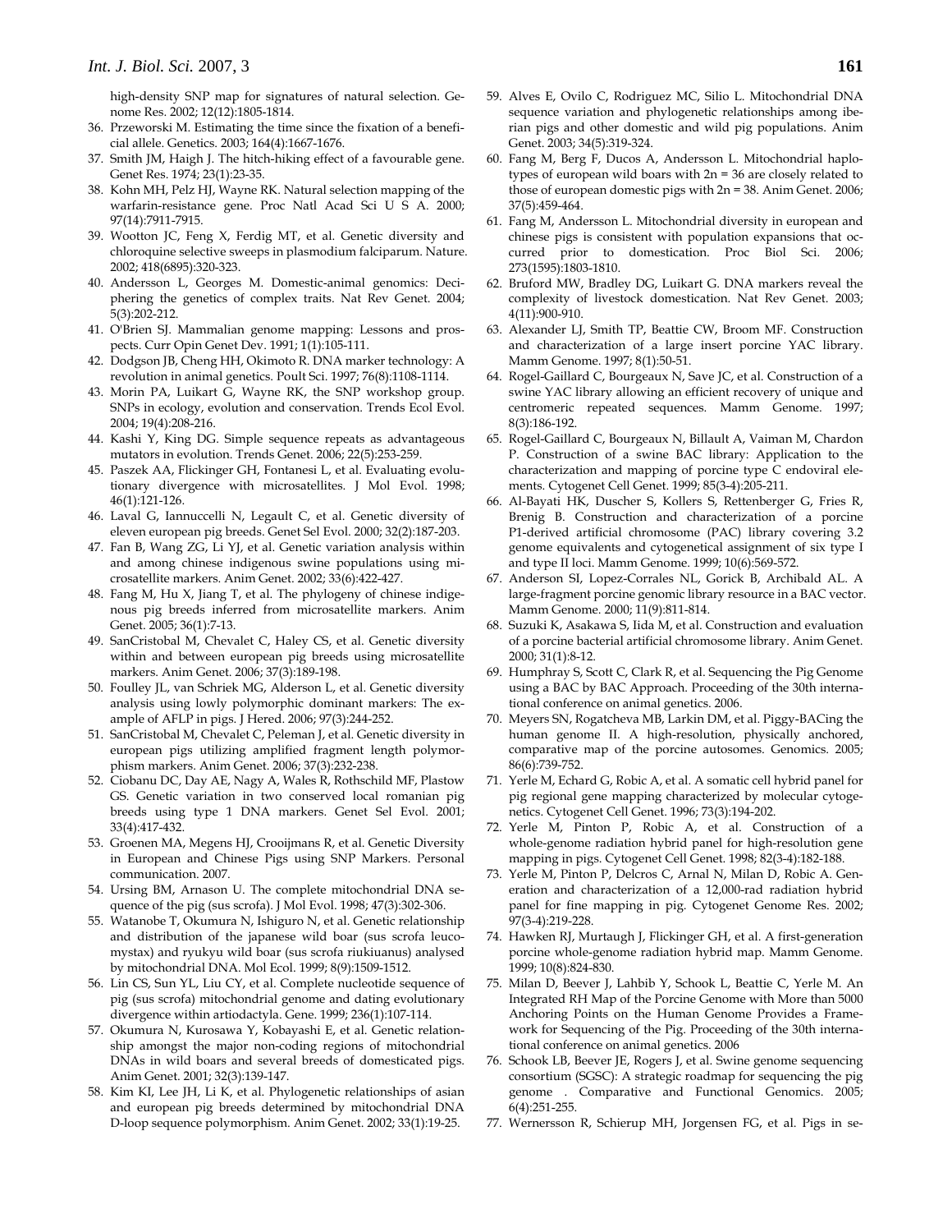high-density SNP map for signatures of natural selection. Genome Res. 2002; 12(12):1805-1814.

36. Przeworski M. Estimating the time since the fixation of a beneficial allele. Genetics. 2003; 164(4):1667-1676.
37. Smith JM, Haigh J. The hitch-hiking effect of a favourable gene. Genet Res. 1974; 23(1):23-35.
38. Kohn MH, Pelz HJ, Wayne RK. Natural selection mapping of the warfarin-resistance gene. Proc Natl Acad Sci U S A. 2000; 97(14):7911-7915.
39. Wootton JC, Feng X, Ferdig MT, et al. Genetic diversity and chloroquine selective sweeps in plasmodium falciparum. Nature. 2002; 418(6895):320-323.
40. Andersson L, Georges M. Domestic-animal genomics: Deciphering the genetics of complex traits. Nat Rev Genet. 2004; 5(3):202-212.
41. O'Brien SJ. Mammalian genome mapping: Lessons and prospects. Curr Opin Genet Dev. 1991; 1(1):105-111.
42. Dodgson JB, Cheng HH, Okimoto R. DNA marker technology: A revolution in animal genetics. Poult Sci. 1997; 76(8):1108-1114.
43. Morin PA, Luikart G, Wayne RK, the SNP workshop group. SNPs in ecology, evolution and conservation. Trends Ecol Evol. 2004; 19(4):208-216.
44. Kashi Y, King DG. Simple sequence repeats as advantageous mutators in evolution. Trends Genet. 2006; 22(5):253-259.
45. Paszek AA, Flickinger GH, Fontanesi L, et al. Evaluating evolutionary divergence with microsatellites. J Mol Evol. 1998; 46(1):121-126.
46. Laval G, Iannuccelli N, Legault C, et al. Genetic diversity of eleven european pig breeds. Genet Sel Evol. 2000; 32(2):187-203.
47. Fan B, Wang ZG, Li YJ, et al. Genetic variation analysis within and among chinese indigenous swine populations using microsatellite markers. Anim Genet. 2002; 33(6):422-427.
48. Fang M, Hu X, Jiang T, et al. The phylogeny of chinese indigenous pig breeds inferred from microsatellite markers. Anim Genet. 2005; 36(1):7-13.
49. SanCristobal M, Chevalet C, Haley CS, et al. Genetic diversity within and between european pig breeds using microsatellite markers. Anim Genet. 2006; 37(3):189-198.
50. Foulley JL, van Schriek MG, Alderson L, et al. Genetic diversity analysis using lowly polymorphic dominant markers: The example of AFLP in pigs. J Hered. 2006; 97(3):244-252.
51. SanCristobal M, Chevalet C, Peleman J, et al. Genetic diversity in european pigs utilizing amplified fragment length polymorphism markers. Anim Genet. 2006; 37(3):232-238.
52. Ciobanu DC, Day AE, Nagy A, Wales R, Rothschild MF, Plastow GS. Genetic variation in two conserved local romanian pig breeds using type 1 DNA markers. Genet Sel Evol. 2001; 33(4):417-432.
53. Groenen MA, Megens HJ, Crooijmans R, et al. Genetic Diversity in European and Chinese Pigs using SNP Markers. Personal communication. 2007.
54. Ursing BM, Arnason U. The complete mitochondrial DNA sequence of the pig (sus scrofa). J Mol Evol. 1998; 47(3):302-306.
55. Watanobe T, Okumura N, Ishiguro N, et al. Genetic relationship and distribution of the japanese wild boar (sus scrofa leucomystax) and ryukyu wild boar (sus scrofa riukiuanus) analysed by mitochondrial DNA. Mol Ecol. 1999; 8(9):1509-1512.
56. Lin CS, Sun YL, Liu CY, et al. Complete nucleotide sequence of pig (sus scrofa) mitochondrial genome and dating evolutionary divergence within artiodactyla. Gene. 1999; 236(1):107-114.
57. Okumura N, Kurosawa Y, Kobayashi E, et al. Genetic relationship amongst the major non-coding regions of mitochondrial DNAs in wild boars and several breeds of domesticated pigs. Anim Genet. 2001; 32(3):139-147.
58. Kim KI, Lee JH, Li K, et al. Phylogenetic relationships of asian and european pig breeds determined by mitochondrial DNA D-loop sequence polymorphism. Anim Genet. 2002; 33(1):19-25.
59. Alves E, Ovilo C, Rodriguez MC, Silio L. Mitochondrial DNA sequence variation and phylogenetic relationships among iberian pigs and other domestic and wild pig populations. Anim Genet. 2003; 34(5):319-324.
60. Fang M, Berg F, Ducos A, Andersson L. Mitochondrial haplotypes of european wild boars with 2n = 36 are closely related to those of european domestic pigs with 2n = 38. Anim Genet. 2006; 37(5):459-464.
61. Fang M, Andersson L. Mitochondrial diversity in european and chinese pigs is consistent with population expansions that occurred prior to domestication. Proc Biol Sci. 2006; 273(1595):1803-1810.
62. Bruford MW, Bradley DG, Luikart G. DNA markers reveal the complexity of livestock domestication. Nat Rev Genet. 2003; 4(11):900-910.
63. Alexander LJ, Smith TP, Beattie CW, Broom MF. Construction and characterization of a large insert porcine YAC library. Mamm Genome. 1997; 8(1):50-51.
64. Rogel-Gaillard C, Bourgeaux N, Save JC, et al. Construction of a swine YAC library allowing an efficient recovery of unique and centromeric repeated sequences. Mamm Genome. 1997; 8(3):186-192.
65. Rogel-Gaillard C, Bourgeaux N, Billault A, Vaiman M, Chardon P. Construction of a swine BAC library: Application to the characterization and mapping of porcine type C endoviral elements. Cytogenet Cell Genet. 1999; 85(3-4):205-211.
66. Al-Bayati HK, Duscher S, Kollers S, Rettenberger G, Fries R, Brenig B. Construction and characterization of a porcine P1-derived artificial chromosome (PAC) library covering 3.2 genome equivalents and cytogenetical assignment of six type I and type II loci. Mamm Genome. 1999; 10(6):569-572.
67. Anderson SI, Lopez-Corrales NL, Gorick B, Archibald AL. A large-fragment porcine genomic library resource in a BAC vector. Mamm Genome. 2000; 11(9):811-814.
68. Suzuki K, Asakawa S, Iida M, et al. Construction and evaluation of a porcine bacterial artificial chromosome library. Anim Genet. 2000; 31(1):8-12.
69. Humphray S, Scott C, Clark R, et al. Sequencing the Pig Genome using a BAC by BAC Approach. Proceeding of the 30th international conference on animal genetics. 2006.
70. Meyers SN, Rogatcheva MB, Larkin DM, et al. Piggy-BACing the human genome II. A high-resolution, physically anchored, comparative map of the porcine autosomes. Genomics. 2005; 86(6):739-752.
71. Yerle M, Echard G, Robic A, et al. A somatic cell hybrid panel for pig regional gene mapping characterized by molecular cytogenetics. Cytogenet Cell Genet. 1996; 73(3):194-202.
72. Yerle M, Pinton P, Robic A, et al. Construction of a whole-genome radiation hybrid panel for high-resolution gene mapping in pigs. Cytogenet Cell Genet. 1998; 82(3-4):182-188.
73. Yerle M, Pinton P, Delcros C, Arnal N, Milan D, Robic A. Generation and characterization of a 12,000-rad radiation hybrid panel for fine mapping in pig. Cytogenet Genome Res. 2002; 97(3-4):219-228.
74. Hawken RJ, Murtaugh J, Flickinger GH, et al. A first-generation porcine whole-genome radiation hybrid map. Mamm Genome. 1999; 10(8):824-830.
75. Milan D, Beever J, Lahbib Y, Schook L, Beattie C, Yerle M. An Integrated RH Map of the Porcine Genome with More than 5000 Anchoring Points on the Human Genome Provides a Framework for Sequencing of the Pig. Proceeding of the 30th international conference on animal genetics. 2006
76. Schook LB, Beever JE, Rogers J, et al. Swine genome sequencing consortium (SGSC): A strategic roadmap for sequencing the pig genome . Comparative and Functional Genomics. 2005; 6(4):251-255.
77. Wernersson R, Schierup MH, Jorgensen FG, et al. Pigs in se-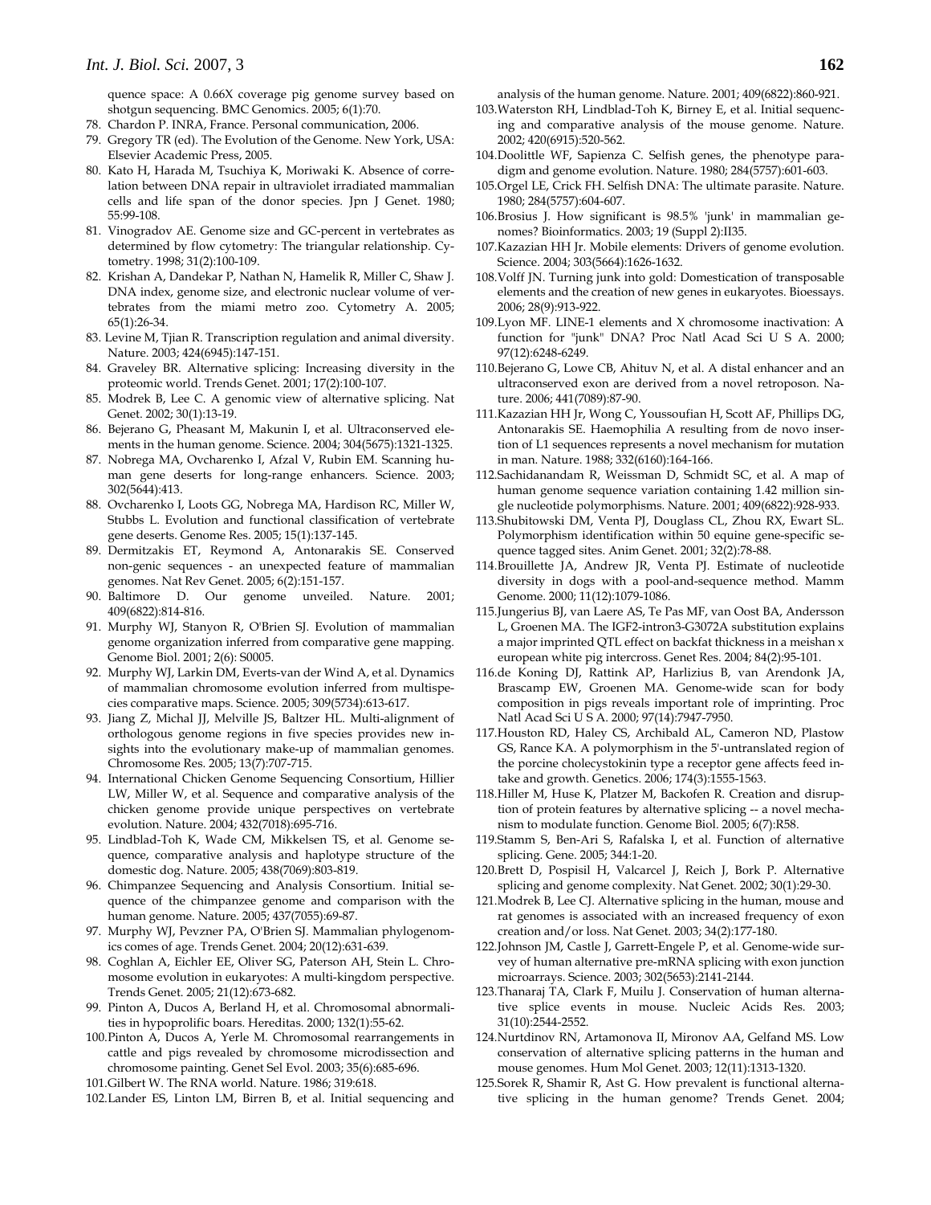quence space: A 0.66X coverage pig genome survey based on shotgun sequencing. BMC Genomics. 2005; 6(1):70.

78. Chardon P. INRA, France. Personal communication, 2006.
79. Gregory TR (ed). The Evolution of the Genome. New York, USA: Elsevier Academic Press, 2005.
80. Kato H, Harada M, Tsuchiya K, Moriwaki K. Absence of correlation between DNA repair in ultraviolet irradiated mammalian cells and life span of the donor species. Jpn J Genet. 1980; 55:99-108.
81. Vinogradov AE. Genome size and GC-percent in vertebrates as determined by flow cytometry: The triangular relationship. Cytometry. 1998; 31(2):100-109.
82. Krishan A, Dandekar P, Nathan N, Hamelik R, Miller C, Shaw J. DNA index, genome size, and electronic nuclear volume of vertebrates from the miami metro zoo. Cytometry A. 2005; 65(1):26-34.
83. Levine M, Tjian R. Transcription regulation and animal diversity. Nature. 2003; 424(6945):147-151.
84. Graveley BR. Alternative splicing: Increasing diversity in the proteomic world. Trends Genet. 2001; 17(2):100-107.
85. Modrek B, Lee C. A genomic view of alternative splicing. Nat Genet. 2002; 30(1):13-19.
86. Bejerano G, Pheasant M, Makunin I, et al. Ultraconserved elements in the human genome. Science. 2004; 304(5675):1321-1325.
87. Nobrega MA, Ovcharenko I, Afzal V, Rubin EM. Scanning human gene deserts for long-range enhancers. Science. 2003; 302(5644):413.
88. Ovcharenko I, Loots GG, Nobrega MA, Hardison RC, Miller W, Stubbs L. Evolution and functional classification of vertebrate gene deserts. Genome Res. 2005; 15(1):137-145.
89. Dermitzakis ET, Reymond A, Antonarakis SE. Conserved non-genic sequences - an unexpected feature of mammalian genomes. Nat Rev Genet. 2005; 6(2):151-157.
90. Baltimore D. Our genome unveiled. Nature. 2001; 409(6822):814-816.
91. Murphy WJ, Stanyon R, O'Brien SJ. Evolution of mammalian genome organization inferred from comparative gene mapping. Genome Biol. 2001; 2(6): S0005.
92. Murphy WJ, Larkin DM, Everts-van der Wind A, et al. Dynamics of mammalian chromosome evolution inferred from multispecies comparative maps. Science. 2005; 309(5734):613-617.
93. Jiang Z, Michal JJ, Melville JS, Baltzer HL. Multi-alignment of orthologous genome regions in five species provides new insights into the evolutionary make-up of mammalian genomes. Chromosome Res. 2005; 13(7):707-715.
94. International Chicken Genome Sequencing Consortium, Hillier LW, Miller W, et al. Sequence and comparative analysis of the chicken genome provide unique perspectives on vertebrate evolution. Nature. 2004; 432(7018):695-716.
95. Lindblad-Toh K, Wade CM, Mikkelsen TS, et al. Genome sequence, comparative analysis and haplotype structure of the domestic dog. Nature. 2005; 438(7069):803-819.
96. Chimpanzee Sequencing and Analysis Consortium. Initial sequence of the chimpanzee genome and comparison with the human genome. Nature. 2005; 437(7055):69-87.
97. Murphy WJ, Pevzner PA, O'Brien SJ. Mammalian phylogenomics comes of age. Trends Genet. 2004; 20(12):631-639.
98. Coghlan A, Eichler EE, Oliver SG, Paterson AH, Stein L. Chromosome evolution in eukaryotes: A multi-kingdom perspective. Trends Genet. 2005; 21(12):673-682.
99. Pinton A, Ducos A, Berland H, et al. Chromosomal abnormalities in hypoprolific boars. Hereditas. 2000; 132(1):55-62.
100. Pinton A, Ducos A, Yerle M. Chromosomal rearrangements in cattle and pigs revealed by chromosome microdissection and chromosome painting. Genet Sel Evol. 2003; 35(6):685-696.
101. Gilbert W. The RNA world. Nature. 1986; 319:618.
102. Lander ES, Linton LM, Birren B, et al. Initial sequencing and analysis of the human genome. Nature. 2001; 409(6822):860-921.
103. Waterston RH, Lindblad-Toh K, Birney E, et al. Initial sequencing and comparative analysis of the mouse genome. Nature. 2002; 420(6915):520-562.
104. Doolittle WF, Sapienza C. Selfish genes, the phenotype paradigm and genome evolution. Nature. 1980; 284(5757):601-603.
105. Orgel LE, Crick FH. Selfish DNA: The ultimate parasite. Nature. 1980; 284(5757):604-607.
106. Brosius J. How significant is 98.5% 'junk' in mammalian genomes? Bioinformatics. 2003; 19 (Suppl 2):II35.
107. Kazazian HH Jr. Mobile elements: Drivers of genome evolution. Science. 2004; 303(5664):1626-1632.
108. Volff JN. Turning junk into gold: Domestication of transposable elements and the creation of new genes in eukaryotes. Bioessays. 2006; 28(9):913-922.
109. Lyon MF. LINE-1 elements and X chromosome inactivation: A function for "junk" DNA? Proc Natl Acad Sci U S A. 2000; 97(12):6248-6249.
110. Bejerano G, Lowe CB, Ahituv N, et al. A distal enhancer and an ultraconserved exon are derived from a novel retroposon. Nature. 2006; 441(7089):87-90.
111. Kazazian HH Jr, Wong C, Youssoufian H, Scott AF, Phillips DG, Antonarakis SE. Haemophilia A resulting from de novo insertion of L1 sequences represents a novel mechanism for mutation in man. Nature. 1988; 332(6160):164-166.
112. Sachidanandam R, Weissman D, Schmidt SC, et al. A map of human genome sequence variation containing 1.42 million single nucleotide polymorphisms. Nature. 2001; 409(6822):928-933.
113. Shubitowski DM, Venta PJ, Douglass CL, Zhou RX, Ewart SL. Polymorphism identification within 50 equine gene-specific sequence tagged sites. Anim Genet. 2001; 32(2):78-88.
114. Brouillette JA, Andrew JR, Venta PJ. Estimate of nucleotide diversity in dogs with a pool-and-sequence method. Mamm Genome. 2000; 11(12):1079-1086.
115. Jungerius BJ, van Laere AS, Te Pas MF, van Oost BA, Andersson L, Groenen MA. The IGF2-intron3-G3072A substitution explains a major imprinted QTL effect on backfat thickness in a meishan x european white pig intercross. Genet Res. 2004; 84(2):95-101.
116. de Koning DJ, Rattink AP, Harlizius B, van Arendonk JA, Brascamp EW, Groenen MA. Genome-wide scan for body composition in pigs reveals important role of imprinting. Proc Natl Acad Sci U S A. 2000; 97(14):7947-7950.
117. Houston RD, Haley CS, Archibald AL, Cameron ND, Plastow GS, Rance KA. A polymorphism in the 5'-untranslated region of the porcine cholecystokinin type a receptor gene affects feed intake and growth. Genetics. 2006; 174(3):1555-1563.
118. Hiller M, Huse K, Platzer M, Backofen R. Creation and disruption of protein features by alternative splicing -- a novel mechanism to modulate function. Genome Biol. 2005; 6(7):R58.
119. Stamm S, Ben-Ari S, Rafalska I, et al. Function of alternative splicing. Gene. 2005; 344:1-20.
120. Brett D, Pospisil H, Valcarcel J, Reich J, Bork P. Alternative splicing and genome complexity. Nat Genet. 2002; 30(1):29-30.
121. Modrek B, Lee CJ. Alternative splicing in the human, mouse and rat genomes is associated with an increased frequency of exon creation and/or loss. Nat Genet. 2003; 34(2):177-180.
122. Johnson JM, Castle J, Garrett-Engele P, et al. Genome-wide survey of human alternative pre-mRNA splicing with exon junction microarrays. Science. 2003; 302(5653):2141-2144.
123. Thanaraj TA, Clark F, Muilu J. Conservation of human alternative splice events in mouse. Nucleic Acids Res. 2003; 31(10):2544-2552.
124. Nurtdinov RN, Artamonova II, Mironov AA, Gelfand MS. Low conservation of alternative splicing patterns in the human and mouse genomes. Hum Mol Genet. 2003; 12(11):1313-1320.
125. Sorek R, Shamir R, Ast G. How prevalent is functional alternative splicing in the human genome? Trends Genet. 2004;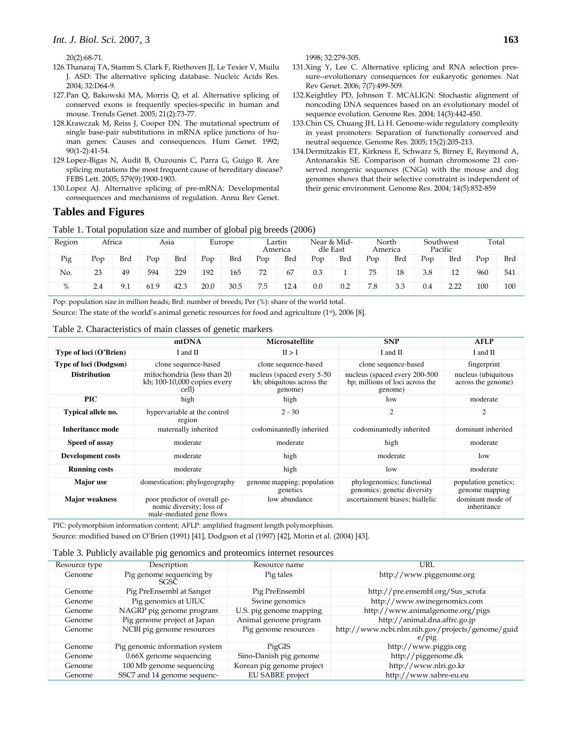20(2):68-71.

126. Thanaraj TA, Stamm S, Clark F, Riethoven JJ, Le Texier V, Muilu J. ASD: The alternative splicing database. Nucleic Acids Res. 2004; 32:D64-9.

127. Pan Q, Bakowski MA, Morris Q, et al. Alternative splicing of conserved exons is frequently species-specific in human and mouse. Trends Genet. 2005; 21(2):73-77.

128. Krawczak M, Reiss J, Cooper DN. The mutational spectrum of single base-pair substitutions in mRNA splice junctions of human genes: Causes and consequences. Hum Genet. 1992; 90(1-2):41-54.

129. Lopez-Bigas N, Audit B, Ouzounis C, Parra G, Guigo R. Are splicing mutations the most frequent cause of hereditary disease? FEBS Lett. 2005; 579(9):1900-1903.

130. Lopez AJ. Alternative splicing of pre-mRNA: Developmental consequences and mechanisms of regulation. Annu Rev Genet. 1998; 32:279-305.

131. Xing Y, Lee C. Alternative splicing and RNA selection pressure--evolutionary consequences for eukaryotic genomes. Nat Rev Genet. 2006; 7(7):499-509.

132. Keightley PD, Johnson T. MCALIGN: Stochastic alignment of noncoding DNA sequences based on an evolutionary model of sequence evolution. Genome Res. 2004; 14(3):442-450.

133. Chin CS, Chuang JH, Li H. Genome-wide regulatory complexity in yeast promoters: Separation of functionally conserved and neutral sequence. Genome Res. 2005; 15(2):205-213.

134. Dermitzakis ET, Kirkness E, Schwarz S, Birney E, Reymond A, Antonarakis SE. Comparison of human chromosome 21 conserved nongenic sequences (CNGs) with the mouse and dog genomes shows that their selective constraint is independent of their genic environment. Genome Res. 2004; 14(5):852-859

## Tables and Figures

Table 1. Total population size and number of global pig breeds (2006)

| Region | Africa | | Asia | | Europe | | Lartin America | | Near & Middle East | | North America | | Southwest Pacific | | Total | |
|---|---|---|---|---|---|---|---|---|---|---|---|---|---|---|---|---|
| Pig | Pop | Brd | Pop | Brd | Pop | Brd | Pop | Brd | Pop | Brd | Pop | Brd | Pop | Brd | Pop | Brd |
| No. | 23 | 49 | 594 | 229 | 192 | 165 | 72 | 67 | 0.3 | 1 | 75 | 18 | 3.8 | 12 | 960 | 541 |
| % | 2.4 | 9.1 | 61.9 | 42.3 | 20.0 | 30.5 | 7.5 | 12.4 | 0.0 | 0.2 | 7.8 | 3.3 | 0.4 | 2.22 | 100 | 100 |

Pop: population size in million heads; Brd: number of breeds; Per (%): share of the world total.

Source: The state of the world's animal genetic resources for food and agriculture (1st), 2006 [8].

Table 2. Characteristics of main classes of genetic markers

| | mtDNA | Microsatellite | SNP | AFLP |
|---|---|---|---|---|
| **Type of loci (O'Brien)** | I and II | II > I | I and II | I and II |
| **Type of loci (Dodgson)** | clone sequence-based | clone sequence-based | clone sequence-based | fingerprint |
| **Distribution** | mitochondria (less than 20 kb; 100-10,000 copies every cell) | nucleus (spaced every 5-50 kb; ubiquitous across the genome) | nucleus (spaced every 200-500 bp; millions of loci across the genome) | nucleus (ubiquitous across the genome) |
| **PIC** | high | high | low | moderate |
| **Typical allele no.** | hypervariable at the control region | 2 - 30 | 2 | 2 |
| **Inheritance mode** | maternally inherited | codominantedly inherited | codominantedly inherited | dominant inherited |
| **Speed of assay** | moderate | moderate | high | moderate |
| **Development costs** | moderate | high | moderate | low |
| **Running costs** | moderate | high | low | moderate |
| **Major use** | domestication; phylogeography | genome mapping; population genetics | phylogenomics; functional genomics; genetic diversity | population genetics; genome mapping |
| **Major weakness** | poor predictor of overall genomic diversity; loss of male-mediated gene flows | low abundance | ascertainment biases; biallelic | dominant mode of inheritance |

PIC: polymorphism information content; AFLP: amplified fragment length polymorphism.

Source: modified based on O'Brien (1991) [41], Dodgson et al (1997) [42], Morin et al. (2004) [43].

Table 3. Publicly available pig genomics and proteomics internet resources

| Resource type | Description | Resource name | URL |
|---|---|---|---|
| Genome | Pig genome sequencing by SGSC | Pig tales | http://www.piggenome.org |
| Genome | Pig PreEnsembl at Sanger | Pig PreEnsembl | http://pre.ensembl.org/Sus_scrofa |
| Genome | Pig genomics at UIUC | Swine genomics | http://www.swinegenomics.com |
| Genome | NAGRP pig genome program | U.S. pig genome mapping | http://www.animalgenome.org/pigs |
| Genome | Pig genome project at Japan | Animal genome program | http://animal.dna.affrc.go.jp |
| Genome | NCBI pig genome resources | Pig genome resources | http://www.ncbi.nlm.nih.gov/projects/genome/guide/pig |
| Genome | Pig genomic information system | PigGIS | http://www.piggis.org |
| Genome | 0.66X genome sequencing | Sino-Danish pig genome | http://piggenome.dk |
| Genome | 100 Mb genome sequencing | Korean pig genome project | http://www.nlri.go.kr |
| Genome | SSC7 and 14 genome sequenc- | EU SABRE project | http://www.sabre-eu.eu |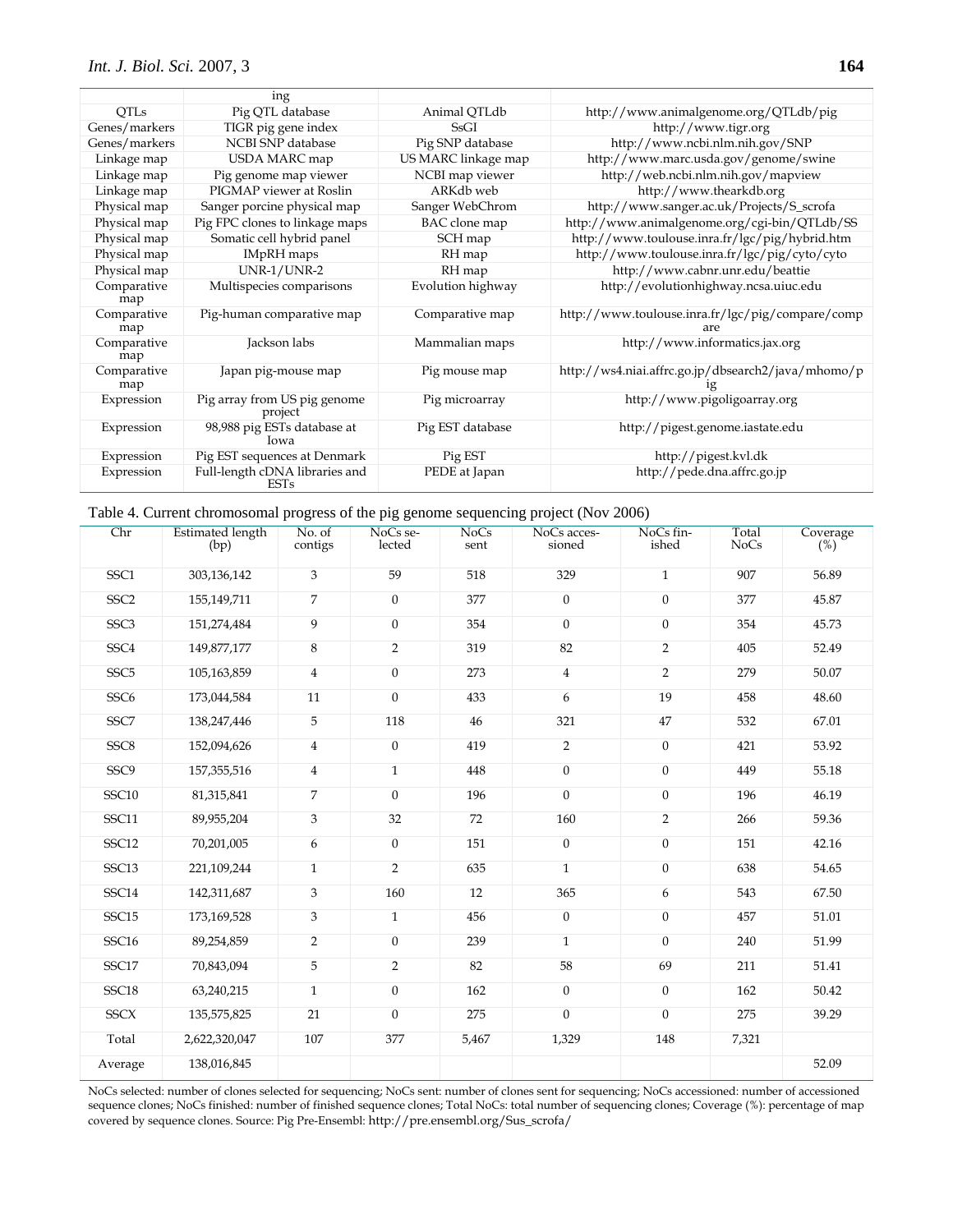| | | | |
|---|---|---|---|
| | ing | | |
| QTLs | Pig QTL database | Animal QTLdb | http://www.animalgenome.org/QTLdb/pig |
| Genes/markers | TIGR pig gene index | SsGI | http://www.tigr.org |
| Genes/markers | NCBI SNP database | Pig SNP database | http://www.ncbi.nlm.nih.gov/SNP |
| Linkage map | USDA MARC map | US MARC linkage map | http://www.marc.usda.gov/genome/swine |
| Linkage map | Pig genome map viewer | NCBI map viewer | http://web.ncbi.nlm.nih.gov/mapview |
| Linkage map | PIGMAP viewer at Roslin | ARKdb web | http://www.thearkdb.org |
| Physical map | Sanger porcine physical map | Sanger WebChrom | http://www.sanger.ac.uk/Projects/S_scrofa |
| Physical map | Pig FPC clones to linkage maps | BAC clone map | http://www.animalgenome.org/cgi-bin/QTLdb/SS |
| Physical map | Somatic cell hybrid panel | SCH map | http://www.toulouse.inra.fr/lgc/pig/hybrid.htm |
| Physical map | IMpRH maps | RH map | http://www.toulouse.inra.fr/lgc/pig/cyto/cyto |
| Physical map | UNR-1/UNR-2 | RH map | http://www.cabnr.unr.edu/beattie |
| Comparative map | Multispecies comparisons | Evolution highway | http://evolutionhighway.ncsa.uiuc.edu |
| Comparative map | Pig-human comparative map | Comparative map | http://www.toulouse.inra.fr/lgc/pig/compare/compare |
| Comparative map | Jackson labs | Mammalian maps | http://www.informatics.jax.org |
| Comparative map | Japan pig-mouse map | Pig mouse map | http://ws4.niai.affrc.go.jp/dbsearch2/java/mhomo/pig |
| Expression | Pig array from US pig genome project | Pig microarray | http://www.pigoligoarray.org |
| Expression | 98,988 pig ESTs database at Iowa | Pig EST database | http://pigest.genome.iastate.edu |
| Expression | Pig EST sequences at Denmark | Pig EST | http://pigest.kvl.dk |
| Expression | Full-length cDNA libraries and ESTs | PEDE at Japan | http://pede.dna.affrc.go.jp |

Table 4. Current chromosomal progress of the pig genome sequencing project (Nov 2006)

| Chr | Estimated length (bp) | No. of contigs | NoCs selected | NoCs sent | NoCs accessioned | NoCs finished | Total NoCs | Coverage (%) |
|---|---|---|---|---|---|---|---|---|
| SSC1 | 303,136,142 | 3 | 59 | 518 | 329 | 1 | 907 | 56.89 |
| SSC2 | 155,149,711 | 7 | 0 | 377 | 0 | 0 | 377 | 45.87 |
| SSC3 | 151,274,484 | 9 | 0 | 354 | 0 | 0 | 354 | 45.73 |
| SSC4 | 149,877,177 | 8 | 2 | 319 | 82 | 2 | 405 | 52.49 |
| SSC5 | 105,163,859 | 4 | 0 | 273 | 4 | 2 | 279 | 50.07 |
| SSC6 | 173,044,584 | 11 | 0 | 433 | 6 | 19 | 458 | 48.60 |
| SSC7 | 138,247,446 | 5 | 118 | 46 | 321 | 47 | 532 | 67.01 |
| SSC8 | 152,094,626 | 4 | 0 | 419 | 2 | 0 | 421 | 53.92 |
| SSC9 | 157,355,516 | 4 | 1 | 448 | 0 | 0 | 449 | 55.18 |
| SSC10 | 81,315,841 | 7 | 0 | 196 | 0 | 0 | 196 | 46.19 |
| SSC11 | 89,955,204 | 3 | 32 | 72 | 160 | 2 | 266 | 59.36 |
| SSC12 | 70,201,005 | 6 | 0 | 151 | 0 | 0 | 151 | 42.16 |
| SSC13 | 221,109,244 | 1 | 2 | 635 | 1 | 0 | 638 | 54.65 |
| SSC14 | 142,311,687 | 3 | 160 | 12 | 365 | 6 | 543 | 67.50 |
| SSC15 | 173,169,528 | 3 | 1 | 456 | 0 | 0 | 457 | 51.01 |
| SSC16 | 89,254,859 | 2 | 0 | 239 | 1 | 0 | 240 | 51.99 |
| SSC17 | 70,843,094 | 5 | 2 | 82 | 58 | 69 | 211 | 51.41 |
| SSC18 | 63,240,215 | 1 | 0 | 162 | 0 | 0 | 162 | 50.42 |
| SSCX | 135,575,825 | 21 | 0 | 275 | 0 | 0 | 275 | 39.29 |
| Total | 2,622,320,047 | 107 | 377 | 5,467 | 1,329 | 148 | 7,321 | |
| Average | 138,016,845 | | | | | | | 52.09 |

NoCs selected: number of clones selected for sequencing; NoCs sent: number of clones sent for sequencing; NoCs accessioned: number of accessioned sequence clones; NoCs finished: number of finished sequence clones; Total NoCs: total number of sequencing clones; Coverage (%): percentage of map covered by sequence clones. Source: Pig Pre-Ensembl: http://pre.ensembl.org/Sus_scrofa/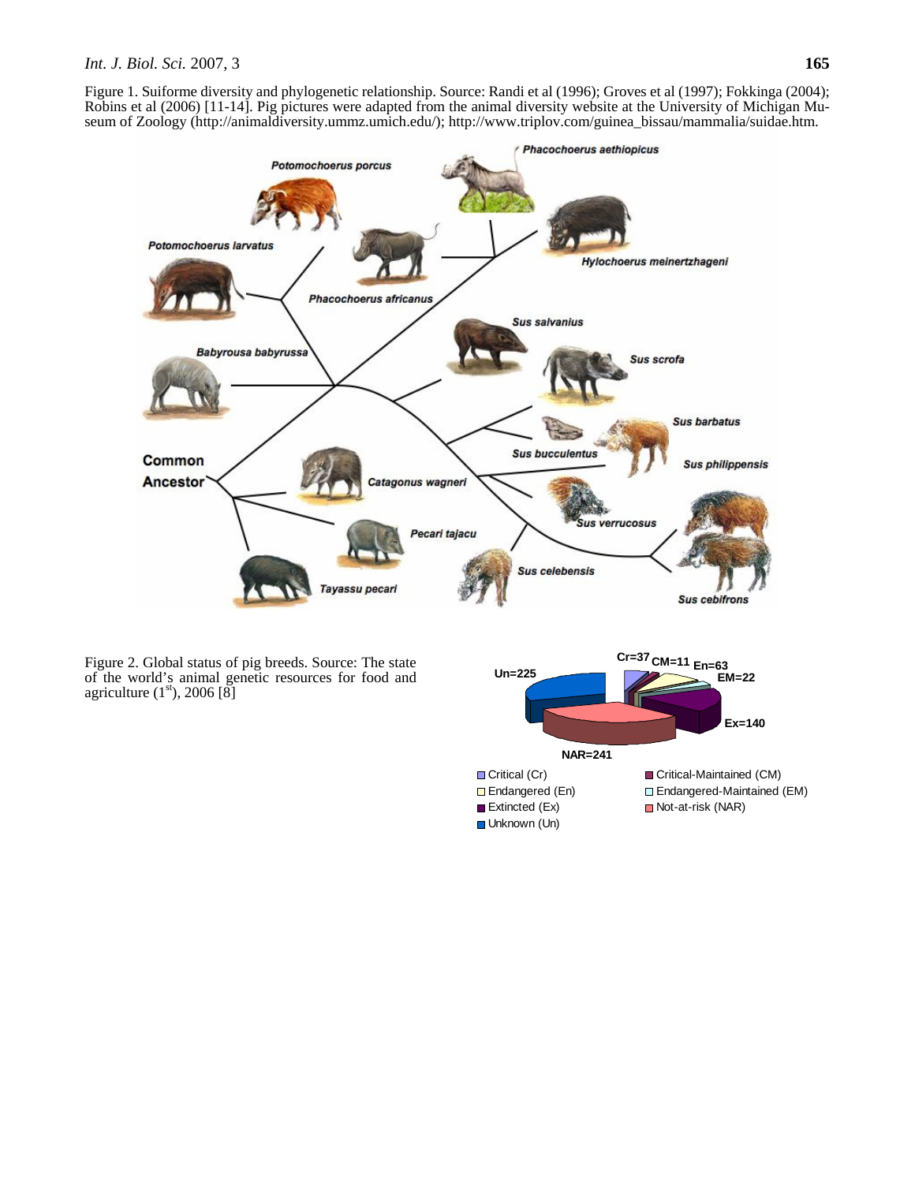Figure 1. Suiforme diversity and phylogenetic relationship. Source: Randi et al (1996); Groves et al (1997); Fokkinga (2004); Robins et al (2006) [11-14]. Pig pictures were adapted from the animal diversity website at the University of Michigan Museum of Zoology (http://animaldiversity.ummz.umich.edu/); http://www.triplov.com/guinea_bissau/mammalia/suidae.htm.

Phacochoerus aethiopicus
Potomochoerus porcus
Potomochoerus larvatus
Hylochoerus meinertzhageni
Phacochoerus africanus
Sus salvanius
Babyrousa babyrussa
Sus scrofa
Sus barbatus
Sus bucculentus
Sus philippensis
Common Ancestor
Catagonus wagneri
Sus verrucosus
Pecari tajacu
Sus celebensis
Tayassu pecari
Sus cebifrons

Figure 2. Global status of pig breeds. Source: The state of the world's animal genetic resources for food and agriculture (1st), 2006 [8]

Cr=37
CM=11
En=63
EM=22
Ex=140
NAR=241
Un=225

Critical (Cr)
Critical-Maintained (CM)
Endangered (En)
Endangered-Maintained (EM)
Extincted (Ex)
Not-at-risk (NAR)
Unknown (Un)